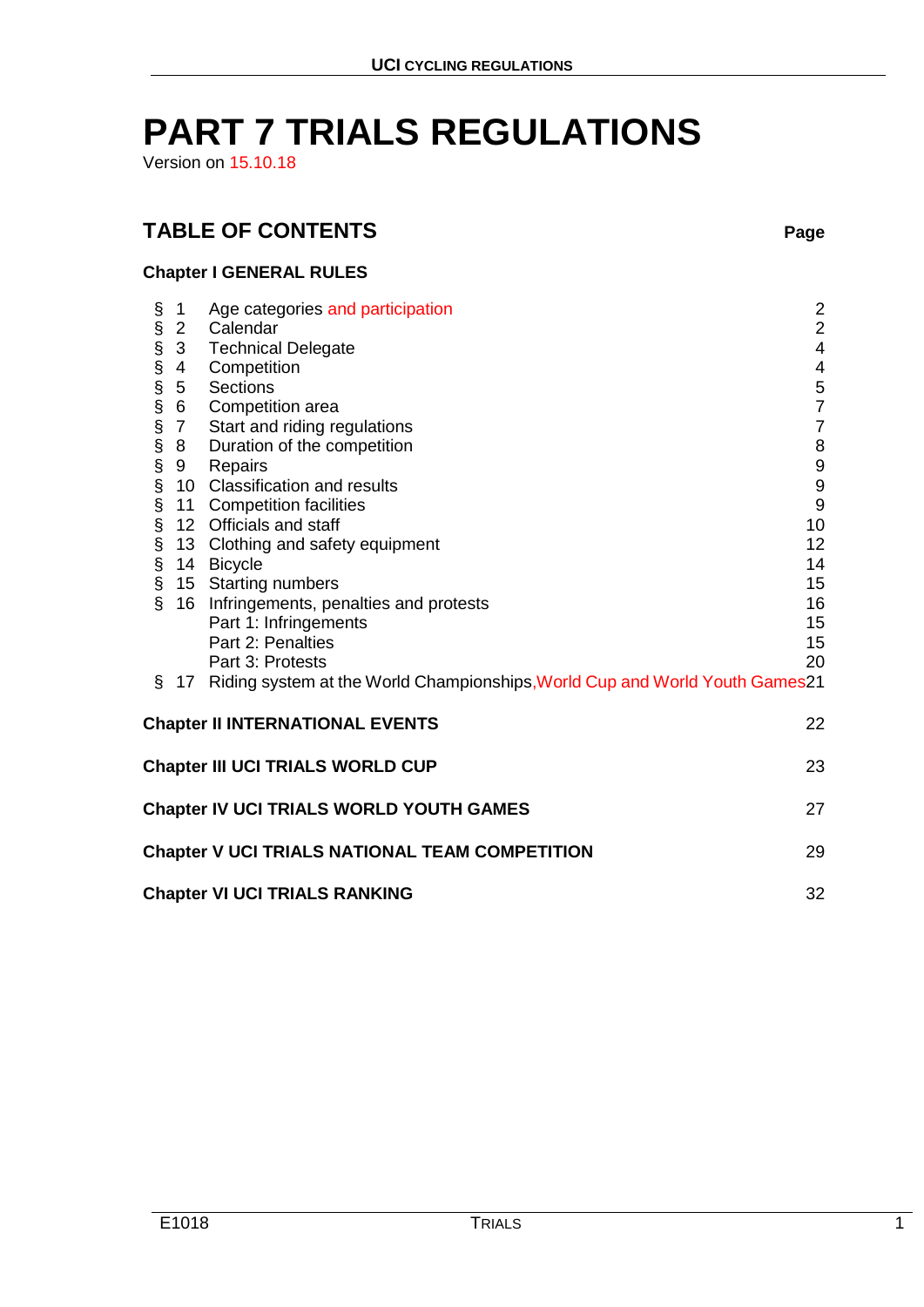# PART 7 TRIALS REGULATIONS

Version on 15.10.18

## TABLE OF CONTENTS

| | | Page |
|---|---|---|
| **Chapter I GENERAL RULES** | | |
| § 1 | Age categories and participation | 2 |
| § 2 | Calendar | 2 |
| § 3 | Technical Delegate | 4 |
| § 4 | Competition | 4 |
| § 5 | Sections | 5 |
| § 6 | Competition area | 7 |
| § 7 | Start and riding regulations | 7 |
| § 8 | Duration of the competition | 8 |
| § 9 | Repairs | 9 |
| § 10 | Classification and results | 9 |
| § 11 | Competition facilities | 9 |
| § 12 | Officials and staff | 10 |
| § 13 | Clothing and safety equipment | 12 |
| § 14 | Bicycle | 14 |
| § 15 | Starting numbers | 15 |
| § 16 | Infringements, penalties and protests | 16 |
| | Part 1: Infringements | 15 |
| | Part 2: Penalties | 15 |
| | Part 3: Protests | 20 |
| § 17 | Riding system at the World Championships, World Cup and World Youth Games | 21 |
| **Chapter II INTERNATIONAL EVENTS** | | 22 |
| **Chapter III UCI TRIALS WORLD CUP** | | 23 |
| **Chapter IV UCI TRIALS WORLD YOUTH GAMES** | | 27 |
| **Chapter V UCI TRIALS NATIONAL TEAM COMPETITION** | | 29 |
| **Chapter VI UCI TRIALS RANKING** | | 32 |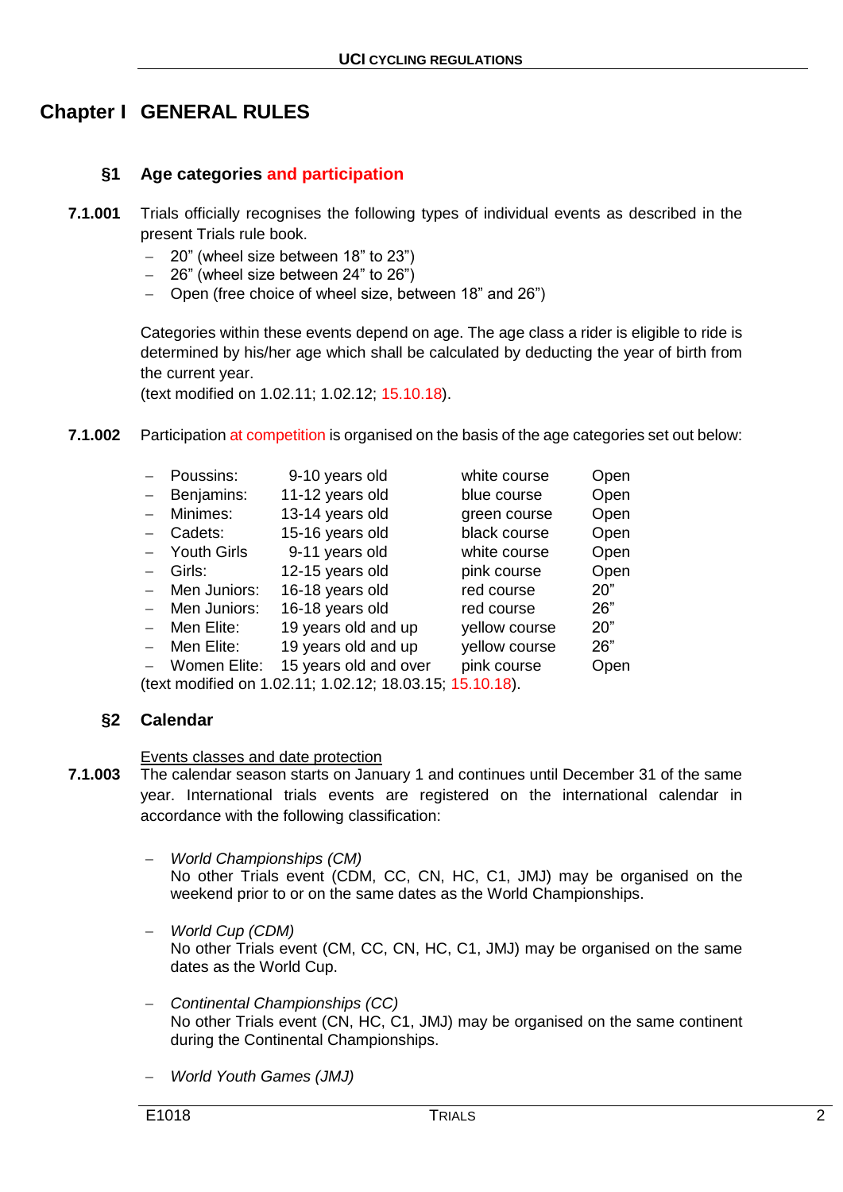# Chapter I GENERAL RULES

## §1 Age categories and participation

**7.1.001** Trials officially recognises the following types of individual events as described in the present Trials rule book.

- 20" (wheel size between 18" to 23")
- 26" (wheel size between 24" to 26")
- Open (free choice of wheel size, between 18" and 26")

Categories within these events depend on age. The age class a rider is eligible to ride is determined by his/her age which shall be calculated by deducting the year of birth from the current year.

(text modified on 1.02.11; 1.02.12; 15.10.18).

**7.1.002** Participation at competition is organised on the basis of the age categories set out below:

| Category | Age | Course | Wheel |
|---|---|---|---|
| Poussins: | 9-10 years old | white course | Open |
| Benjamins: | 11-12 years old | blue course | Open |
| Minimes: | 13-14 years old | green course | Open |
| Cadets: | 15-16 years old | black course | Open |
| Youth Girls | 9-11 years old | white course | Open |
| Girls: | 12-15 years old | pink course | Open |
| Men Juniors: | 16-18 years old | red course | 20" |
| Men Juniors: | 16-18 years old | red course | 26" |
| Men Elite: | 19 years old and up | yellow course | 20" |
| Men Elite: | 19 years old and up | yellow course | 26" |
| Women Elite: | 15 years old and over | pink course | Open |

(text modified on 1.02.11; 1.02.12; 18.03.15; 15.10.18).

## §2 Calendar

Events classes and date protection

**7.1.003** The calendar season starts on January 1 and continues until December 31 of the same year. International trials events are registered on the international calendar in accordance with the following classification:

- *World Championships (CM)*
  No other Trials event (CDM, CC, CN, HC, C1, JMJ) may be organised on the weekend prior to or on the same dates as the World Championships.

- *World Cup (CDM)*
  No other Trials event (CM, CC, CN, HC, C1, JMJ) may be organised on the same dates as the World Cup.

- *Continental Championships (CC)*
  No other Trials event (CN, HC, C1, JMJ) may be organised on the same continent during the Continental Championships.

- *World Youth Games (JMJ)*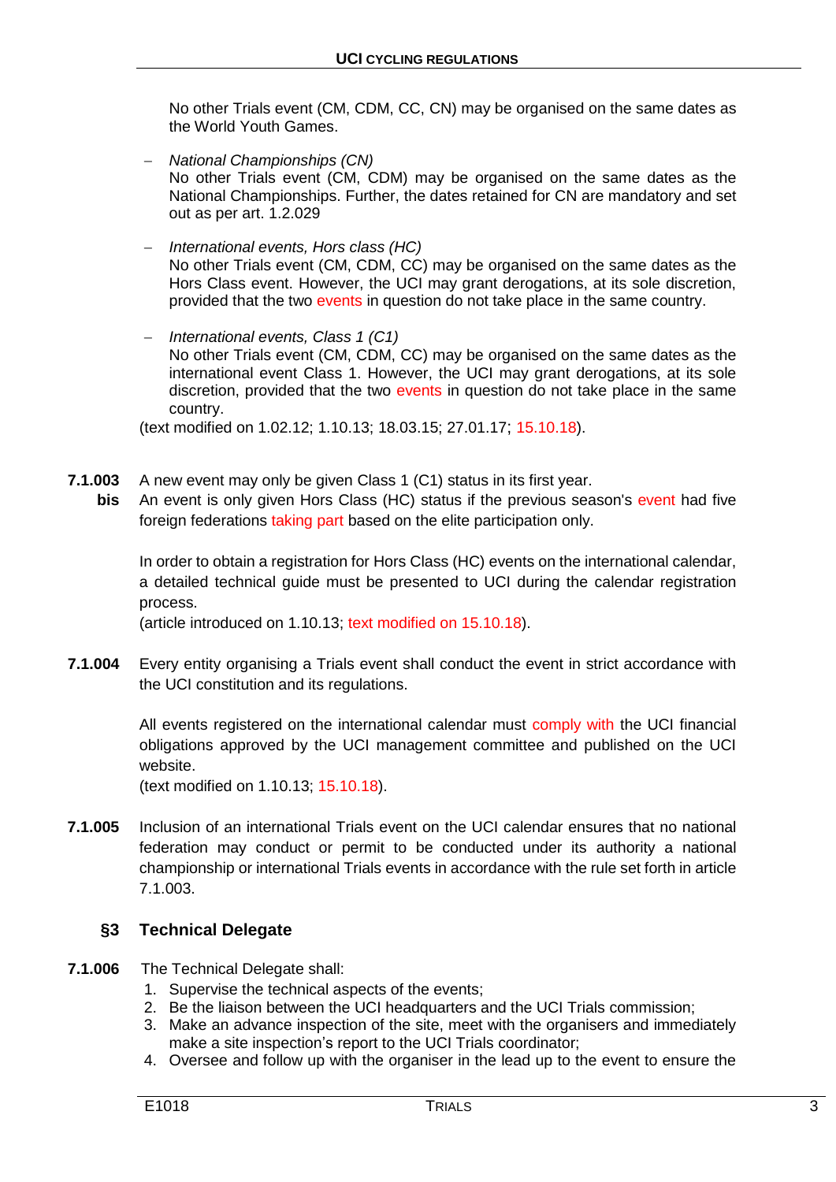No other Trials event (CM, CDM, CC, CN) may be organised on the same dates as the World Youth Games.

- *National Championships (CN)*
  No other Trials event (CM, CDM) may be organised on the same dates as the National Championships. Further, the dates retained for CN are mandatory and set out as per art. 1.2.029

- *International events, Hors class (HC)*
  No other Trials event (CM, CDM, CC) may be organised on the same dates as the Hors Class event. However, the UCI may grant derogations, at its sole discretion, provided that the two events in question do not take place in the same country.

- *International events, Class 1 (C1)*
  No other Trials event (CM, CDM, CC) may be organised on the same dates as the international event Class 1. However, the UCI may grant derogations, at its sole discretion, provided that the two events in question do not take place in the same country.

(text modified on 1.02.12; 1.10.13; 18.03.15; 27.01.17; 15.10.18).

**7.1.003 bis** A new event may only be given Class 1 (C1) status in its first year.
An event is only given Hors Class (HC) status if the previous season's event had five foreign federations taking part based on the elite participation only.

In order to obtain a registration for Hors Class (HC) events on the international calendar, a detailed technical guide must be presented to UCI during the calendar registration process.
(article introduced on 1.10.13; text modified on 15.10.18).

**7.1.004** Every entity organising a Trials event shall conduct the event in strict accordance with the UCI constitution and its regulations.

All events registered on the international calendar must comply with the UCI financial obligations approved by the UCI management committee and published on the UCI website.
(text modified on 1.10.13; 15.10.18).

**7.1.005** Inclusion of an international Trials event on the UCI calendar ensures that no national federation may conduct or permit to be conducted under its authority a national championship or international Trials events in accordance with the rule set forth in article 7.1.003.

## §3 Technical Delegate

**7.1.006** The Technical Delegate shall:

1. Supervise the technical aspects of the events;
2. Be the liaison between the UCI headquarters and the UCI Trials commission;
3. Make an advance inspection of the site, meet with the organisers and immediately make a site inspection's report to the UCI Trials coordinator;
4. Oversee and follow up with the organiser in the lead up to the event to ensure the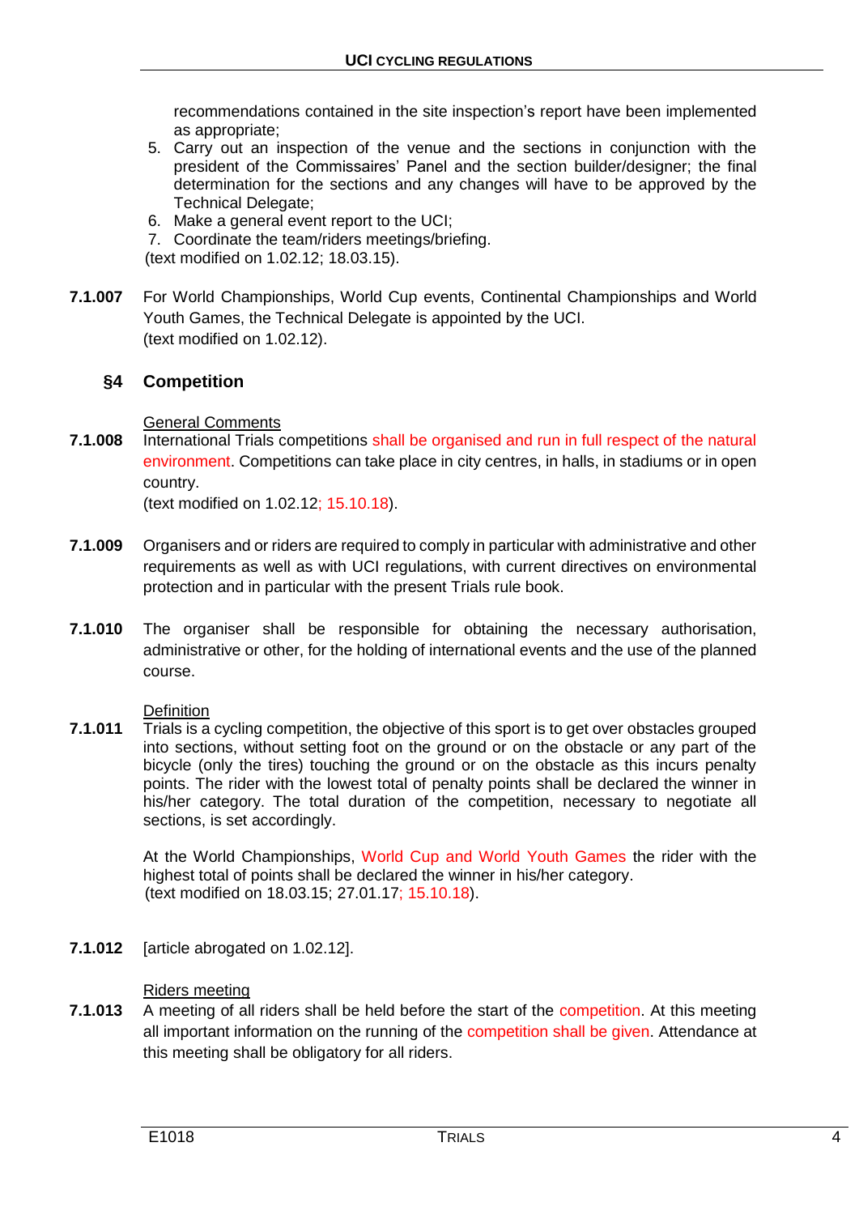recommendations contained in the site inspection's report have been implemented as appropriate;

5. Carry out an inspection of the venue and the sections in conjunction with the president of the Commissaires' Panel and the section builder/designer; the final determination for the sections and any changes will have to be approved by the Technical Delegate;
6. Make a general event report to the UCI;
7. Coordinate the team/riders meetings/briefing.

(text modified on 1.02.12; 18.03.15).

**7.1.007** For World Championships, World Cup events, Continental Championships and World Youth Games, the Technical Delegate is appointed by the UCI.
(text modified on 1.02.12).

## §4 Competition

General Comments

**7.1.008** International Trials competitions shall be organised and run in full respect of the natural environment. Competitions can take place in city centres, in halls, in stadiums or in open country.
(text modified on 1.02.12; 15.10.18).

**7.1.009** Organisers and or riders are required to comply in particular with administrative and other requirements as well as with UCI regulations, with current directives on environmental protection and in particular with the present Trials rule book.

**7.1.010** The organiser shall be responsible for obtaining the necessary authorisation, administrative or other, for the holding of international events and the use of the planned course.

Definition

**7.1.011** Trials is a cycling competition, the objective of this sport is to get over obstacles grouped into sections, without setting foot on the ground or on the obstacle or any part of the bicycle (only the tires) touching the ground or on the obstacle as this incurs penalty points. The rider with the lowest total of penalty points shall be declared the winner in his/her category. The total duration of the competition, necessary to negotiate all sections, is set accordingly.

At the World Championships, World Cup and World Youth Games the rider with the highest total of points shall be declared the winner in his/her category.
(text modified on 18.03.15; 27.01.17; 15.10.18).

**7.1.012** [article abrogated on 1.02.12].

Riders meeting

**7.1.013** A meeting of all riders shall be held before the start of the competition. At this meeting all important information on the running of the competition shall be given. Attendance at this meeting shall be obligatory for all riders.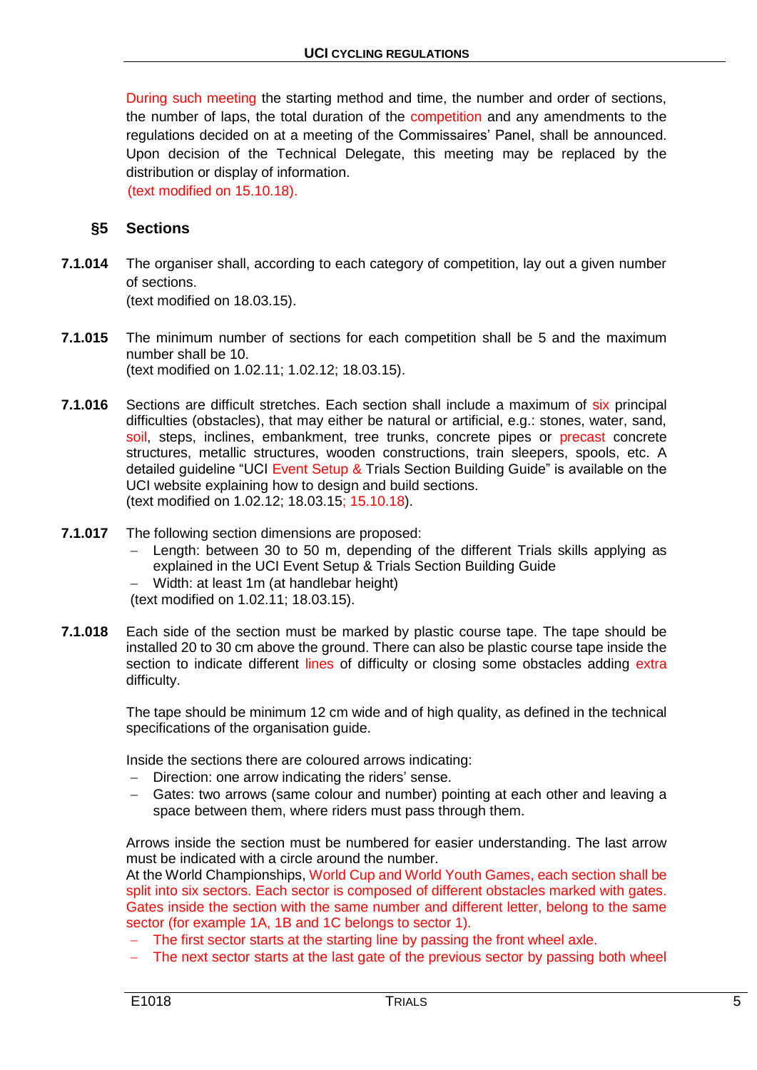During such meeting the starting method and time, the number and order of sections, the number of laps, the total duration of the competition and any amendments to the regulations decided on at a meeting of the Commissaires' Panel, shall be announced. Upon decision of the Technical Delegate, this meeting may be replaced by the distribution or display of information.
(text modified on 15.10.18).

## §5 Sections

**7.1.014** The organiser shall, according to each category of competition, lay out a given number of sections.
(text modified on 18.03.15).

**7.1.015** The minimum number of sections for each competition shall be 5 and the maximum number shall be 10.
(text modified on 1.02.11; 1.02.12; 18.03.15).

**7.1.016** Sections are difficult stretches. Each section shall include a maximum of six principal difficulties (obstacles), that may either be natural or artificial, e.g.: stones, water, sand, soil, steps, inclines, embankment, tree trunks, concrete pipes or precast concrete structures, metallic structures, wooden constructions, train sleepers, spools, etc. A detailed guideline "UCI Event Setup & Trials Section Building Guide" is available on the UCI website explaining how to design and build sections.
(text modified on 1.02.12; 18.03.15; 15.10.18).

**7.1.017** The following section dimensions are proposed:

- Length: between 30 to 50 m, depending of the different Trials skills applying as explained in the UCI Event Setup & Trials Section Building Guide
- Width: at least 1m (at handlebar height)

(text modified on 1.02.11; 18.03.15).

**7.1.018** Each side of the section must be marked by plastic course tape. The tape should be installed 20 to 30 cm above the ground. There can also be plastic course tape inside the section to indicate different lines of difficulty or closing some obstacles adding extra difficulty.

The tape should be minimum 12 cm wide and of high quality, as defined in the technical specifications of the organisation guide.

Inside the sections there are coloured arrows indicating:

- Direction: one arrow indicating the riders' sense.
- Gates: two arrows (same colour and number) pointing at each other and leaving a space between them, where riders must pass through them.

Arrows inside the section must be numbered for easier understanding. The last arrow must be indicated with a circle around the number.
At the World Championships, World Cup and World Youth Games, each section shall be split into six sectors. Each sector is composed of different obstacles marked with gates. Gates inside the section with the same number and different letter, belong to the same sector (for example 1A, 1B and 1C belongs to sector 1).

- The first sector starts at the starting line by passing the front wheel axle.
- The next sector starts at the last gate of the previous sector by passing both wheel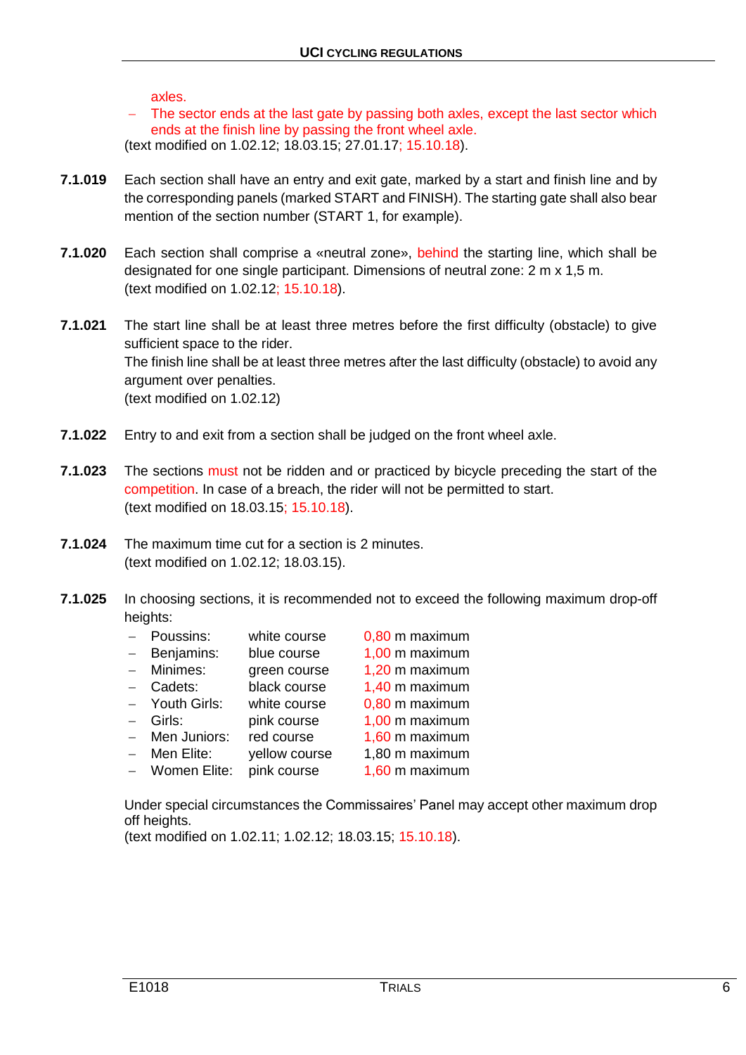axles.

- The sector ends at the last gate by passing both axles, except the last sector which ends at the finish line by passing the front wheel axle.

(text modified on 1.02.12; 18.03.15; 27.01.17; 15.10.18).

**7.1.019** Each section shall have an entry and exit gate, marked by a start and finish line and by the corresponding panels (marked START and FINISH). The starting gate shall also bear mention of the section number (START 1, for example).

**7.1.020** Each section shall comprise a «neutral zone», behind the starting line, which shall be designated for one single participant. Dimensions of neutral zone: 2 m x 1,5 m.
(text modified on 1.02.12; 15.10.18).

**7.1.021** The start line shall be at least three metres before the first difficulty (obstacle) to give sufficient space to the rider.
The finish line shall be at least three metres after the last difficulty (obstacle) to avoid any argument over penalties.
(text modified on 1.02.12)

**7.1.022** Entry to and exit from a section shall be judged on the front wheel axle.

**7.1.023** The sections must not be ridden and or practiced by bicycle preceding the start of the competition. In case of a breach, the rider will not be permitted to start.
(text modified on 18.03.15; 15.10.18).

**7.1.024** The maximum time cut for a section is 2 minutes.
(text modified on 1.02.12; 18.03.15).

**7.1.025** In choosing sections, it is recommended not to exceed the following maximum drop-off heights:

- Poussins: white course 0,80 m maximum
- Benjamins: blue course 1,00 m maximum
- Minimes: green course 1,20 m maximum
- Cadets: black course 1,40 m maximum
- Youth Girls: white course 0,80 m maximum
- Girls: pink course 1,00 m maximum
- Men Juniors: red course 1,60 m maximum
- Men Elite: yellow course 1,80 m maximum
- Women Elite: pink course 1,60 m maximum

Under special circumstances the Commissaires' Panel may accept other maximum drop off heights.
(text modified on 1.02.11; 1.02.12; 18.03.15; 15.10.18).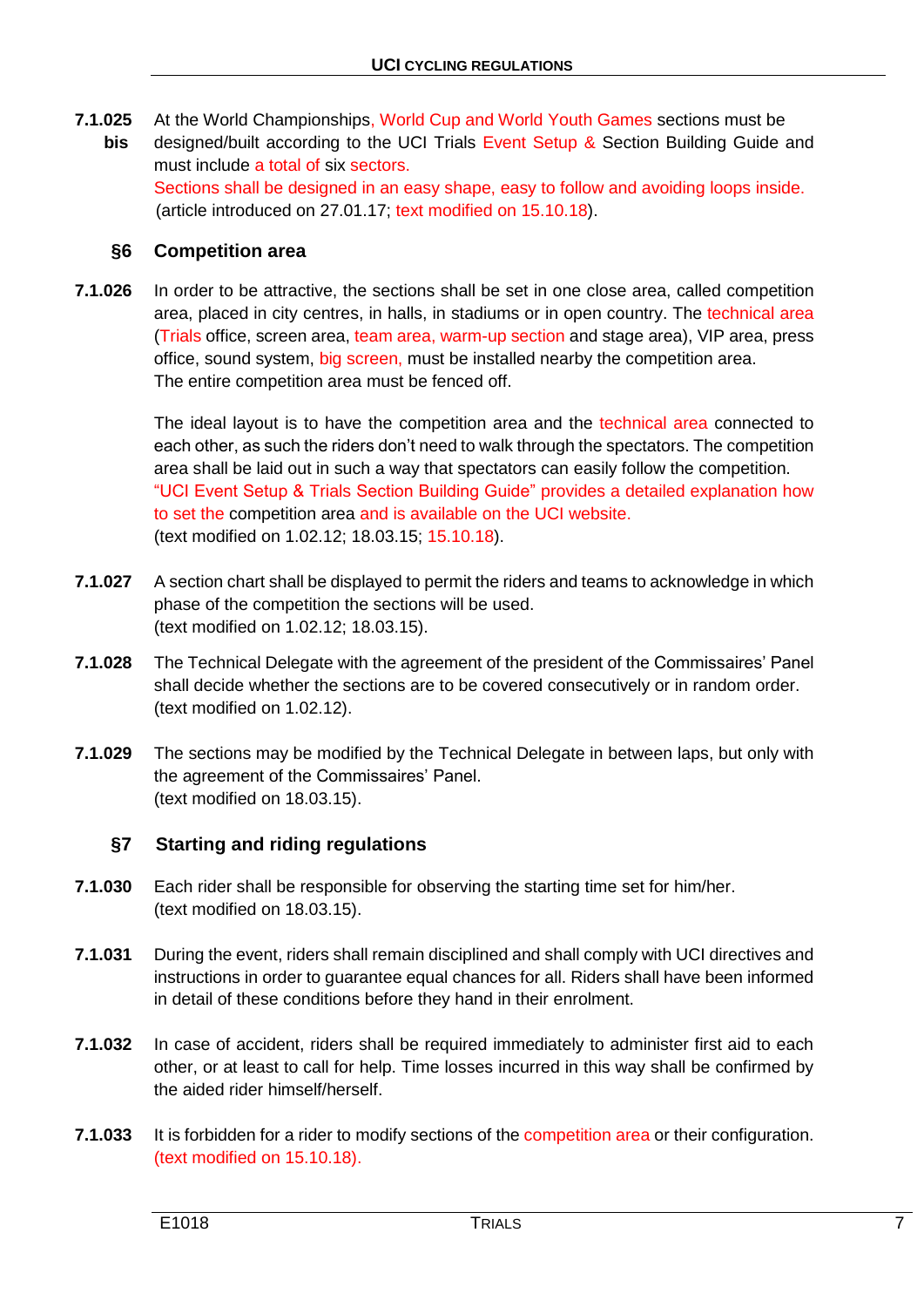**7.1.025 bis** At the World Championships, World Cup and World Youth Games sections must be designed/built according to the UCI Trials Event Setup & Section Building Guide and must include a total of six sectors.
Sections shall be designed in an easy shape, easy to follow and avoiding loops inside.
(article introduced on 27.01.17; text modified on 15.10.18).

### §6 Competition area

**7.1.026** In order to be attractive, the sections shall be set in one close area, called competition area, placed in city centres, in halls, in stadiums or in open country. The technical area (Trials office, screen area, team area, warm-up section and stage area), VIP area, press office, sound system, big screen, must be installed nearby the competition area.
The entire competition area must be fenced off.

The ideal layout is to have the competition area and the technical area connected to each other, as such the riders don't need to walk through the spectators. The competition area shall be laid out in such a way that spectators can easily follow the competition. "UCI Event Setup & Trials Section Building Guide" provides a detailed explanation how to set the competition area and is available on the UCI website.
(text modified on 1.02.12; 18.03.15; 15.10.18).

**7.1.027** A section chart shall be displayed to permit the riders and teams to acknowledge in which phase of the competition the sections will be used.
(text modified on 1.02.12; 18.03.15).

**7.1.028** The Technical Delegate with the agreement of the president of the Commissaires' Panel shall decide whether the sections are to be covered consecutively or in random order.
(text modified on 1.02.12).

**7.1.029** The sections may be modified by the Technical Delegate in between laps, but only with the agreement of the Commissaires' Panel.
(text modified on 18.03.15).

### §7 Starting and riding regulations

**7.1.030** Each rider shall be responsible for observing the starting time set for him/her.
(text modified on 18.03.15).

**7.1.031** During the event, riders shall remain disciplined and shall comply with UCI directives and instructions in order to guarantee equal chances for all. Riders shall have been informed in detail of these conditions before they hand in their enrolment.

**7.1.032** In case of accident, riders shall be required immediately to administer first aid to each other, or at least to call for help. Time losses incurred in this way shall be confirmed by the aided rider himself/herself.

**7.1.033** It is forbidden for a rider to modify sections of the competition area or their configuration.
(text modified on 15.10.18).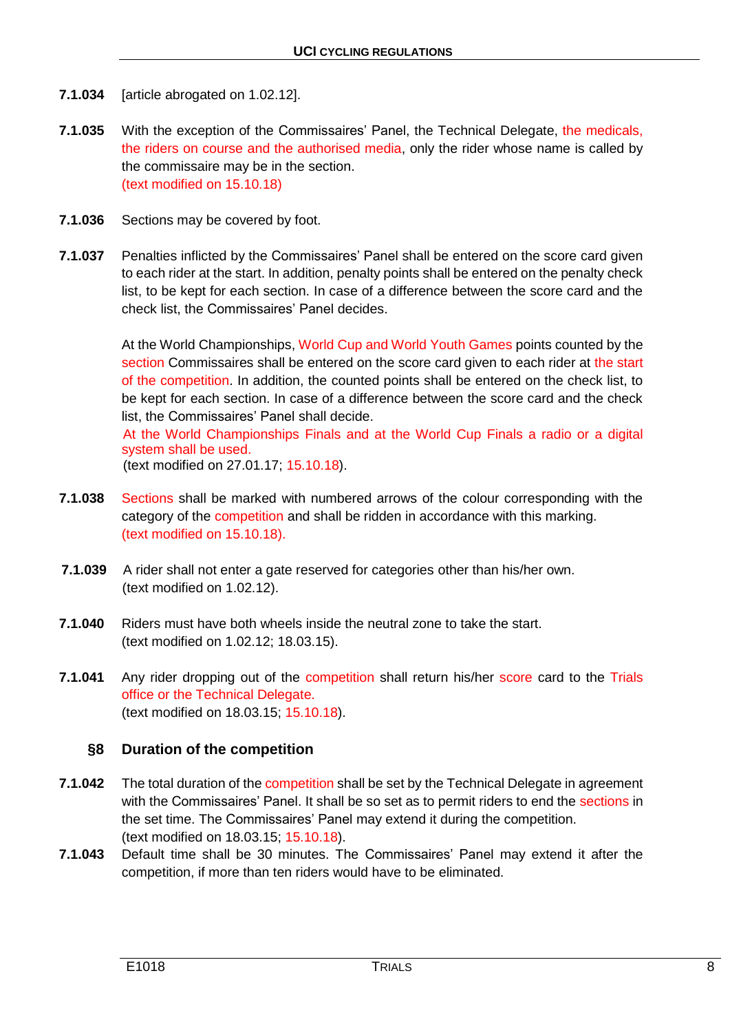**7.1.034** [article abrogated on 1.02.12].

**7.1.035** With the exception of the Commissaires' Panel, the Technical Delegate, the medicals, the riders on course and the authorised media, only the rider whose name is called by the commissaire may be in the section.
(text modified on 15.10.18)

**7.1.036** Sections may be covered by foot.

**7.1.037** Penalties inflicted by the Commissaires' Panel shall be entered on the score card given to each rider at the start. In addition, penalty points shall be entered on the penalty check list, to be kept for each section. In case of a difference between the score card and the check list, the Commissaires' Panel decides.

At the World Championships, World Cup and World Youth Games points counted by the section Commissaires shall be entered on the score card given to each rider at the start of the competition. In addition, the counted points shall be entered on the check list, to be kept for each section. In case of a difference between the score card and the check list, the Commissaires' Panel shall decide.
At the World Championships Finals and at the World Cup Finals a radio or a digital system shall be used.
(text modified on 27.01.17; 15.10.18).

**7.1.038** Sections shall be marked with numbered arrows of the colour corresponding with the category of the competition and shall be ridden in accordance with this marking.
(text modified on 15.10.18).

**7.1.039** A rider shall not enter a gate reserved for categories other than his/her own.
(text modified on 1.02.12).

**7.1.040** Riders must have both wheels inside the neutral zone to take the start.
(text modified on 1.02.12; 18.03.15).

**7.1.041** Any rider dropping out of the competition shall return his/her score card to the Trials office or the Technical Delegate.
(text modified on 18.03.15; 15.10.18).

## §8 Duration of the competition

**7.1.042** The total duration of the competition shall be set by the Technical Delegate in agreement with the Commissaires' Panel. It shall be so set as to permit riders to end the sections in the set time. The Commissaires' Panel may extend it during the competition.
(text modified on 18.03.15; 15.10.18).

**7.1.043** Default time shall be 30 minutes. The Commissaires' Panel may extend it after the competition, if more than ten riders would have to be eliminated.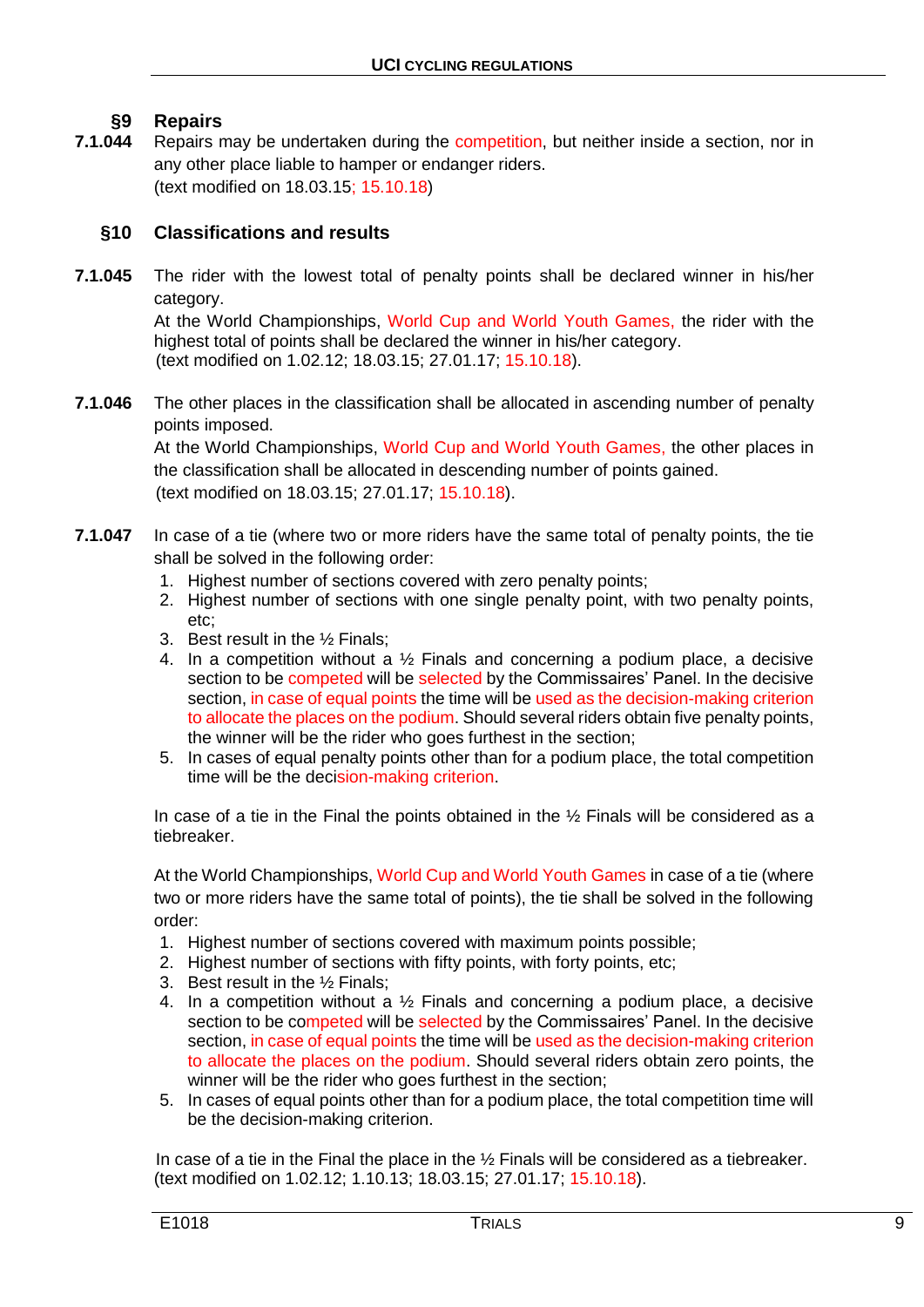## §9 Repairs

**7.1.044** Repairs may be undertaken during the competition, but neither inside a section, nor in any other place liable to hamper or endanger riders.
(text modified on 18.03.15; 15.10.18)

## §10 Classifications and results

**7.1.045** The rider with the lowest total of penalty points shall be declared winner in his/her category.
At the World Championships, World Cup and World Youth Games, the rider with the highest total of points shall be declared the winner in his/her category.
(text modified on 1.02.12; 18.03.15; 27.01.17; 15.10.18).

**7.1.046** The other places in the classification shall be allocated in ascending number of penalty points imposed.
At the World Championships, World Cup and World Youth Games, the other places in the classification shall be allocated in descending number of points gained.
(text modified on 18.03.15; 27.01.17; 15.10.18).

**7.1.047** In case of a tie (where two or more riders have the same total of penalty points, the tie shall be solved in the following order:

1. Highest number of sections covered with zero penalty points;
2. Highest number of sections with one single penalty point, with two penalty points, etc;
3. Best result in the ½ Finals;
4. In a competition without a ½ Finals and concerning a podium place, a decisive section to be competed will be selected by the Commissaires' Panel. In the decisive section, in case of equal points the time will be used as the decision-making criterion to allocate the places on the podium. Should several riders obtain five penalty points, the winner will be the rider who goes furthest in the section;
5. In cases of equal penalty points other than for a podium place, the total competition time will be the decision-making criterion.

In case of a tie in the Final the points obtained in the ½ Finals will be considered as a tiebreaker.

At the World Championships, World Cup and World Youth Games in case of a tie (where two or more riders have the same total of points), the tie shall be solved in the following order:

1. Highest number of sections covered with maximum points possible;
2. Highest number of sections with fifty points, with forty points, etc;
3. Best result in the ½ Finals;
4. In a competition without a ½ Finals and concerning a podium place, a decisive section to be competed will be selected by the Commissaires' Panel. In the decisive section, in case of equal points the time will be used as the decision-making criterion to allocate the places on the podium. Should several riders obtain zero points, the winner will be the rider who goes furthest in the section;
5. In cases of equal points other than for a podium place, the total competition time will be the decision-making criterion.

In case of a tie in the Final the place in the ½ Finals will be considered as a tiebreaker.
(text modified on 1.02.12; 1.10.13; 18.03.15; 27.01.17; 15.10.18).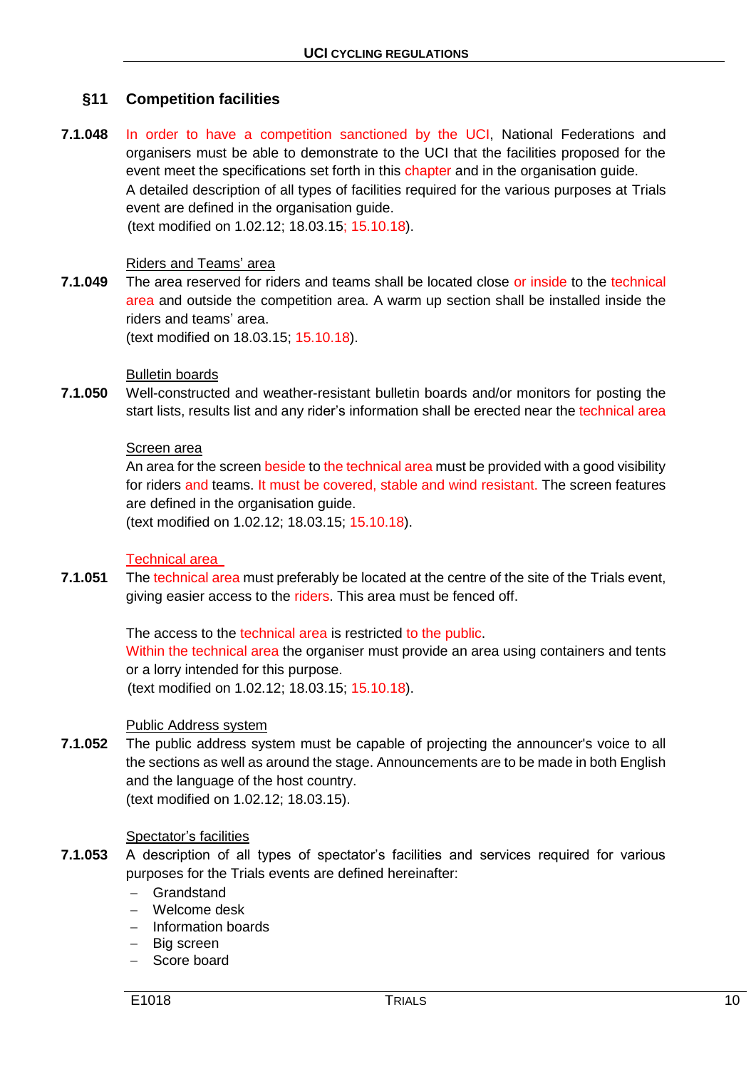## §11 Competition facilities

**7.1.048** In order to have a competition sanctioned by the UCI, National Federations and organisers must be able to demonstrate to the UCI that the facilities proposed for the event meet the specifications set forth in this chapter and in the organisation guide.

A detailed description of all types of facilities required for the various purposes at Trials event are defined in the organisation guide.

(text modified on 1.02.12; 18.03.15; 15.10.18).

Riders and Teams' area

**7.1.049** The area reserved for riders and teams shall be located close or inside to the technical area and outside the competition area. A warm up section shall be installed inside the riders and teams' area.

(text modified on 18.03.15; 15.10.18).

Bulletin boards

**7.1.050** Well-constructed and weather-resistant bulletin boards and/or monitors for posting the start lists, results list and any rider's information shall be erected near the technical area

Screen area

An area for the screen beside to the technical area must be provided with a good visibility for riders and teams. It must be covered, stable and wind resistant. The screen features are defined in the organisation guide.

(text modified on 1.02.12; 18.03.15; 15.10.18).

Technical area

**7.1.051** The technical area must preferably be located at the centre of the site of the Trials event, giving easier access to the riders. This area must be fenced off.

The access to the technical area is restricted to the public.

Within the technical area the organiser must provide an area using containers and tents or a lorry intended for this purpose.

(text modified on 1.02.12; 18.03.15; 15.10.18).

Public Address system

**7.1.052** The public address system must be capable of projecting the announcer's voice to all the sections as well as around the stage. Announcements are to be made in both English and the language of the host country.

(text modified on 1.02.12; 18.03.15).

Spectator's facilities

**7.1.053** A description of all types of spectator's facilities and services required for various purposes for the Trials events are defined hereinafter:

- Grandstand
- Welcome desk
- Information boards
- Big screen
- Score board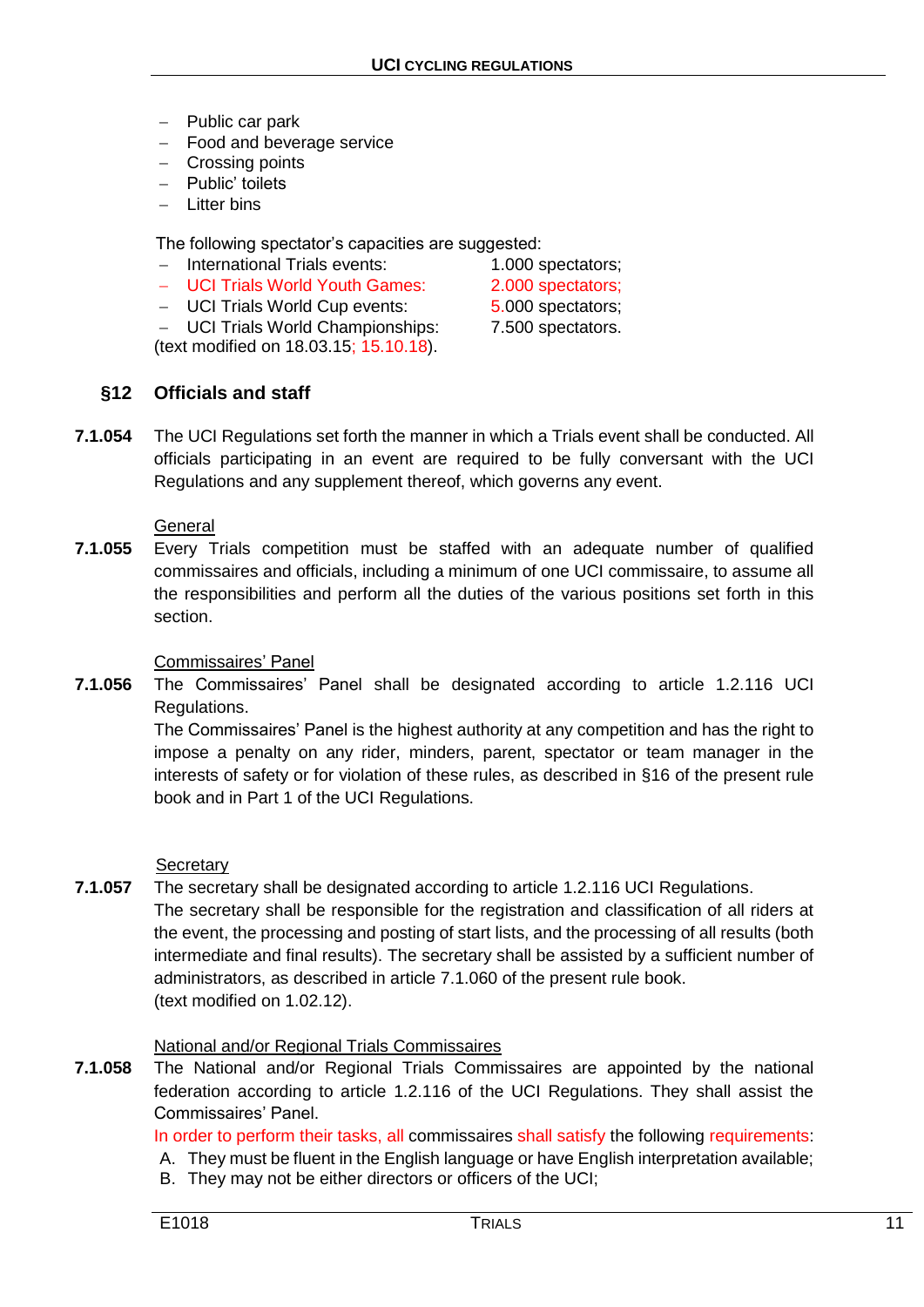- Public car park
- Food and beverage service
- Crossing points
- Public' toilets
- Litter bins

The following spectator's capacities are suggested:

- International Trials events: 1.000 spectators;
- UCI Trials World Youth Games: 2.000 spectators;
- UCI Trials World Cup events: 5.000 spectators;
- UCI Trials World Championships: 7.500 spectators.

(text modified on 18.03.15; 15.10.18).

## §12 Officials and staff

**7.1.054** The UCI Regulations set forth the manner in which a Trials event shall be conducted. All officials participating in an event are required to be fully conversant with the UCI Regulations and any supplement thereof, which governs any event.

General

**7.1.055** Every Trials competition must be staffed with an adequate number of qualified commissaires and officials, including a minimum of one UCI commissaire, to assume all the responsibilities and perform all the duties of the various positions set forth in this section.

Commissaires' Panel

**7.1.056** The Commissaires' Panel shall be designated according to article 1.2.116 UCI Regulations.
The Commissaires' Panel is the highest authority at any competition and has the right to impose a penalty on any rider, minders, parent, spectator or team manager in the interests of safety or for violation of these rules, as described in §16 of the present rule book and in Part 1 of the UCI Regulations.

Secretary

**7.1.057** The secretary shall be designated according to article 1.2.116 UCI Regulations.
The secretary shall be responsible for the registration and classification of all riders at the event, the processing and posting of start lists, and the processing of all results (both intermediate and final results). The secretary shall be assisted by a sufficient number of administrators, as described in article 7.1.060 of the present rule book.
(text modified on 1.02.12).

National and/or Regional Trials Commissaires

**7.1.058** The National and/or Regional Trials Commissaires are appointed by the national federation according to article 1.2.116 of the UCI Regulations. They shall assist the Commissaires' Panel.
In order to perform their tasks, all commissaires shall satisfy the following requirements:

A. They must be fluent in the English language or have English interpretation available;
B. They may not be either directors or officers of the UCI;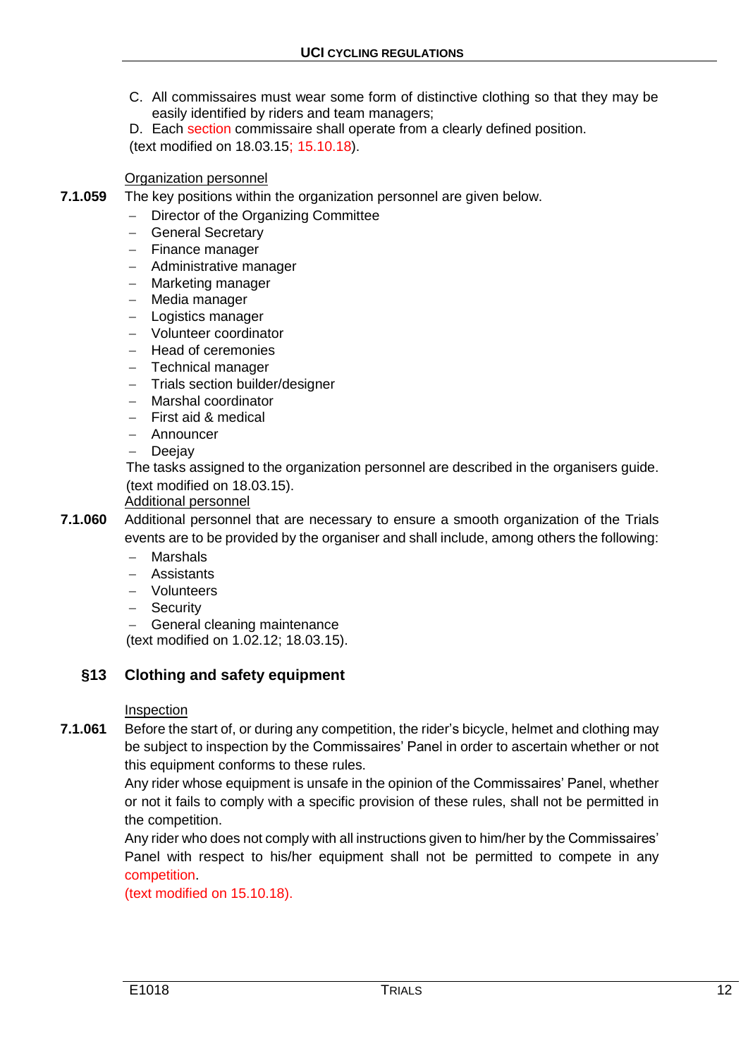C. All commissaires must wear some form of distinctive clothing so that they may be easily identified by riders and team managers;

D. Each section commissaire shall operate from a clearly defined position.

(text modified on 18.03.15; 15.10.18).

Organization personnel

**7.1.059** The key positions within the organization personnel are given below.

- Director of the Organizing Committee
- General Secretary
- Finance manager
- Administrative manager
- Marketing manager
- Media manager
- Logistics manager
- Volunteer coordinator
- Head of ceremonies
- Technical manager
- Trials section builder/designer
- Marshal coordinator
- First aid & medical
- Announcer
- Deejay

The tasks assigned to the organization personnel are described in the organisers guide.

(text modified on 18.03.15).

Additional personnel

**7.1.060** Additional personnel that are necessary to ensure a smooth organization of the Trials events are to be provided by the organiser and shall include, among others the following:

- Marshals
- Assistants
- Volunteers
- Security
- General cleaning maintenance

(text modified on 1.02.12; 18.03.15).

## §13 Clothing and safety equipment

Inspection

**7.1.061** Before the start of, or during any competition, the rider's bicycle, helmet and clothing may be subject to inspection by the Commissaires' Panel in order to ascertain whether or not this equipment conforms to these rules.

Any rider whose equipment is unsafe in the opinion of the Commissaires' Panel, whether or not it fails to comply with a specific provision of these rules, shall not be permitted in the competition.

Any rider who does not comply with all instructions given to him/her by the Commissaires' Panel with respect to his/her equipment shall not be permitted to compete in any competition.

(text modified on 15.10.18).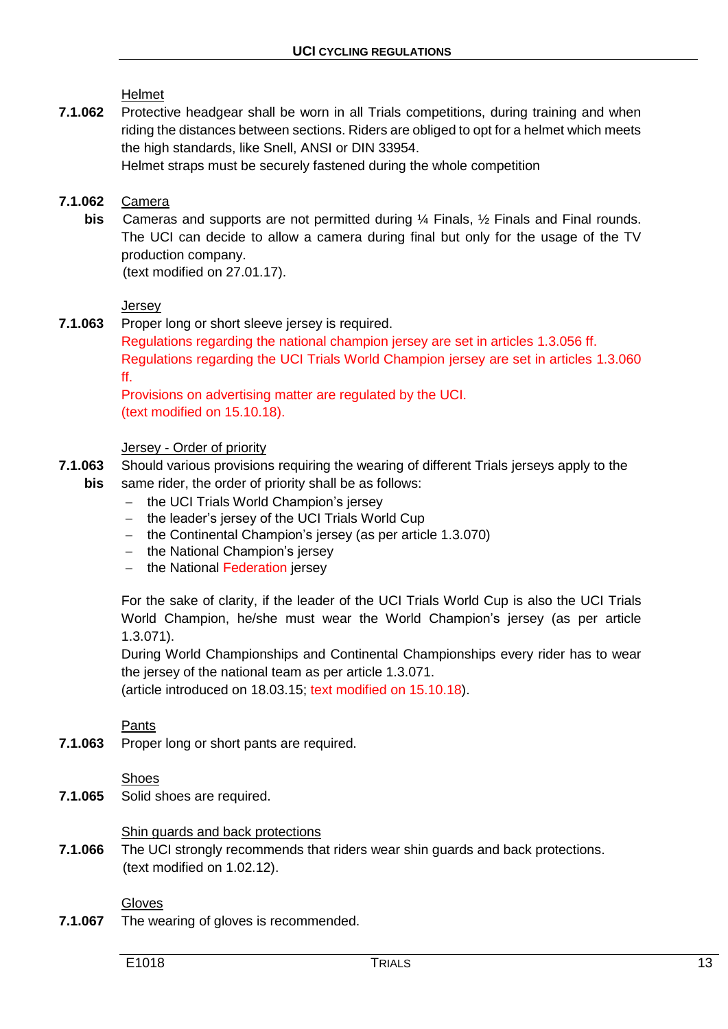Helmet

**7.1.062** Protective headgear shall be worn in all Trials competitions, during training and when riding the distances between sections. Riders are obliged to opt for a helmet which meets the high standards, like Snell, ANSI or DIN 33954.
Helmet straps must be securely fastened during the whole competition

**7.1.062 bis** Camera
Cameras and supports are not permitted during ¼ Finals, ½ Finals and Final rounds. The UCI can decide to allow a camera during final but only for the usage of the TV production company.
(text modified on 27.01.17).

Jersey

**7.1.063** Proper long or short sleeve jersey is required.
Regulations regarding the national champion jersey are set in articles 1.3.056 ff.
Regulations regarding the UCI Trials World Champion jersey are set in articles 1.3.060 ff.
Provisions on advertising matter are regulated by the UCI.
(text modified on 15.10.18).

Jersey - Order of priority

**7.1.063 bis** Should various provisions requiring the wearing of different Trials jerseys apply to the same rider, the order of priority shall be as follows:

- the UCI Trials World Champion's jersey
- the leader's jersey of the UCI Trials World Cup
- the Continental Champion's jersey (as per article 1.3.070)
- the National Champion's jersey
- the National Federation jersey

For the sake of clarity, if the leader of the UCI Trials World Cup is also the UCI Trials World Champion, he/she must wear the World Champion's jersey (as per article 1.3.071).
During World Championships and Continental Championships every rider has to wear the jersey of the national team as per article 1.3.071.
(article introduced on 18.03.15; text modified on 15.10.18).

Pants

**7.1.063** Proper long or short pants are required.

Shoes

**7.1.065** Solid shoes are required.

Shin guards and back protections

**7.1.066** The UCI strongly recommends that riders wear shin guards and back protections.
(text modified on 1.02.12).

Gloves

**7.1.067** The wearing of gloves is recommended.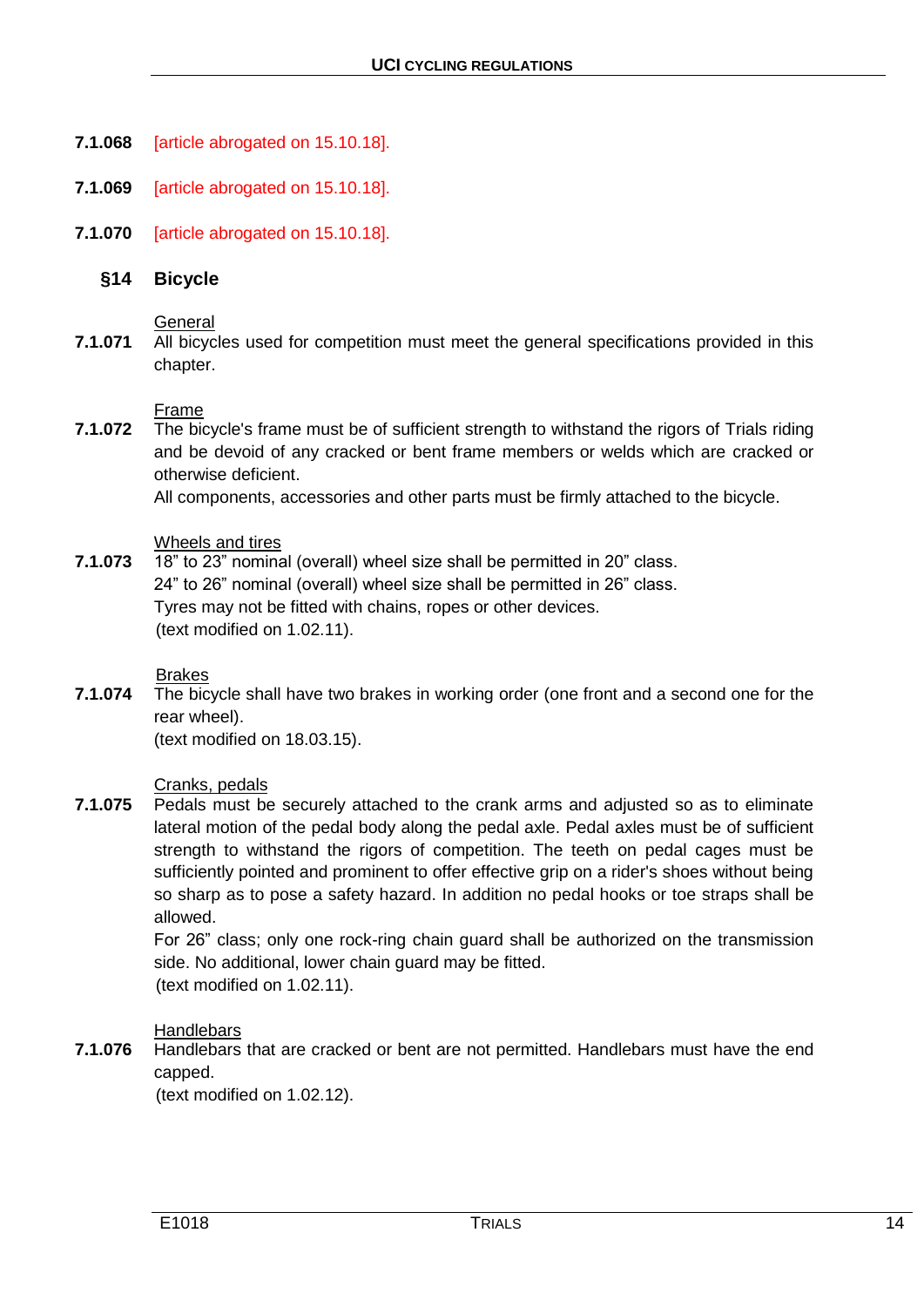**7.1.068** [article abrogated on 15.10.18].

**7.1.069** [article abrogated on 15.10.18].

**7.1.070** [article abrogated on 15.10.18].

## §14 Bicycle

General

**7.1.071** All bicycles used for competition must meet the general specifications provided in this chapter.

Frame

**7.1.072** The bicycle's frame must be of sufficient strength to withstand the rigors of Trials riding and be devoid of any cracked or bent frame members or welds which are cracked or otherwise deficient.
All components, accessories and other parts must be firmly attached to the bicycle.

Wheels and tires

**7.1.073** 18” to 23” nominal (overall) wheel size shall be permitted in 20” class.
24” to 26” nominal (overall) wheel size shall be permitted in 26” class.
Tyres may not be fitted with chains, ropes or other devices.
(text modified on 1.02.11).

Brakes

**7.1.074** The bicycle shall have two brakes in working order (one front and a second one for the rear wheel).
(text modified on 18.03.15).

Cranks, pedals

**7.1.075** Pedals must be securely attached to the crank arms and adjusted so as to eliminate lateral motion of the pedal body along the pedal axle. Pedal axles must be of sufficient strength to withstand the rigors of competition. The teeth on pedal cages must be sufficiently pointed and prominent to offer effective grip on a rider's shoes without being so sharp as to pose a safety hazard. In addition no pedal hooks or toe straps shall be allowed.
For 26” class; only one rock-ring chain guard shall be authorized on the transmission side. No additional, lower chain guard may be fitted.
(text modified on 1.02.11).

Handlebars

**7.1.076** Handlebars that are cracked or bent are not permitted. Handlebars must have the end capped.
(text modified on 1.02.12).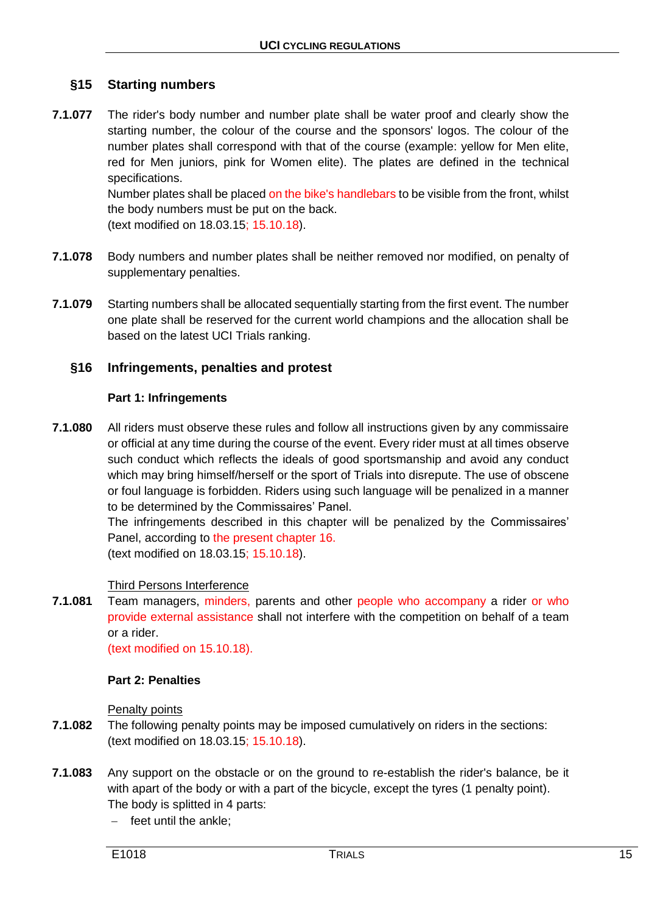## §15 Starting numbers

**7.1.077** The rider's body number and number plate shall be water proof and clearly show the starting number, the colour of the course and the sponsors' logos. The colour of the number plates shall correspond with that of the course (example: yellow for Men elite, red for Men juniors, pink for Women elite). The plates are defined in the technical specifications.

Number plates shall be placed on the bike's handlebars to be visible from the front, whilst the body numbers must be put on the back.

(text modified on 18.03.15; 15.10.18).

**7.1.078** Body numbers and number plates shall be neither removed nor modified, on penalty of supplementary penalties.

**7.1.079** Starting numbers shall be allocated sequentially starting from the first event. The number one plate shall be reserved for the current world champions and the allocation shall be based on the latest UCI Trials ranking.

## §16 Infringements, penalties and protest

### Part 1: Infringements

**7.1.080** All riders must observe these rules and follow all instructions given by any commissaire or official at any time during the course of the event. Every rider must at all times observe such conduct which reflects the ideals of good sportsmanship and avoid any conduct which may bring himself/herself or the sport of Trials into disrepute. The use of obscene or foul language is forbidden. Riders using such language will be penalized in a manner to be determined by the Commissaires' Panel.

The infringements described in this chapter will be penalized by the Commissaires' Panel, according to the present chapter 16.

(text modified on 18.03.15; 15.10.18).

Third Persons Interference

**7.1.081** Team managers, minders, parents and other people who accompany a rider or who provide external assistance shall not interfere with the competition on behalf of a team or a rider.

(text modified on 15.10.18).

### Part 2: Penalties

Penalty points

**7.1.082** The following penalty points may be imposed cumulatively on riders in the sections:

(text modified on 18.03.15; 15.10.18).

**7.1.083** Any support on the obstacle or on the ground to re-establish the rider's balance, be it with apart of the body or with a part of the bicycle, except the tyres (1 penalty point).

The body is splitted in 4 parts:

- feet until the ankle;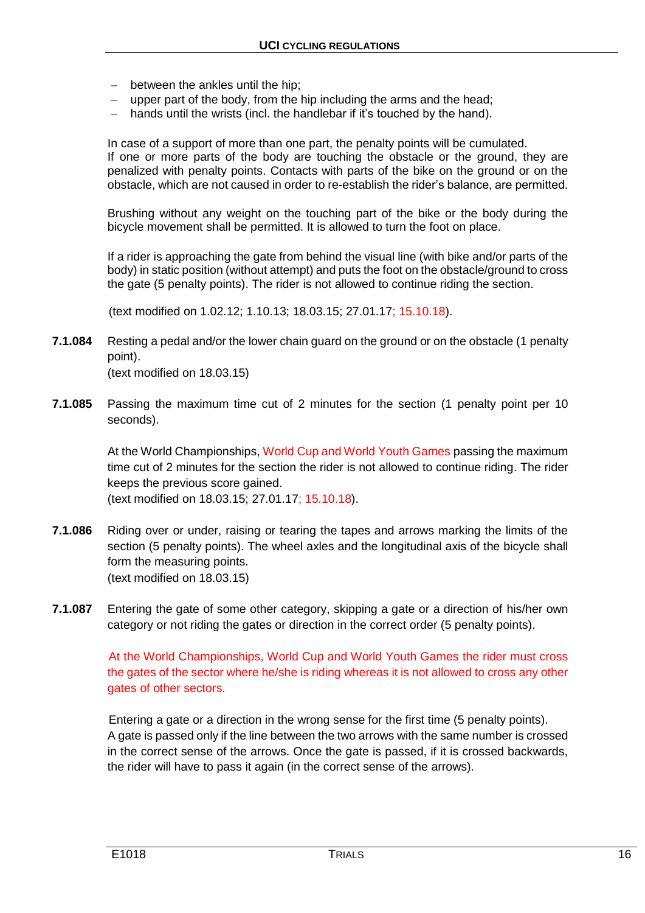- between the ankles until the hip;
- upper part of the body, from the hip including the arms and the head;
- hands until the wrists (incl. the handlebar if it's touched by the hand).

In case of a support of more than one part, the penalty points will be cumulated.
If one or more parts of the body are touching the obstacle or the ground, they are penalized with penalty points. Contacts with parts of the bike on the ground or on the obstacle, which are not caused in order to re-establish the rider's balance, are permitted.

Brushing without any weight on the touching part of the bike or the body during the bicycle movement shall be permitted. It is allowed to turn the foot on place.

If a rider is approaching the gate from behind the visual line (with bike and/or parts of the body) in static position (without attempt) and puts the foot on the obstacle/ground to cross the gate (5 penalty points). The rider is not allowed to continue riding the section.

(text modified on 1.02.12; 1.10.13; 18.03.15; 27.01.17; 15.10.18).

**7.1.084** Resting a pedal and/or the lower chain guard on the ground or on the obstacle (1 penalty point).
(text modified on 18.03.15)

**7.1.085** Passing the maximum time cut of 2 minutes for the section (1 penalty point per 10 seconds).

At the World Championships, World Cup and World Youth Games passing the maximum time cut of 2 minutes for the section the rider is not allowed to continue riding. The rider keeps the previous score gained.
(text modified on 18.03.15; 27.01.17; 15.10.18).

**7.1.086** Riding over or under, raising or tearing the tapes and arrows marking the limits of the section (5 penalty points). The wheel axles and the longitudinal axis of the bicycle shall form the measuring points.
(text modified on 18.03.15)

**7.1.087** Entering the gate of some other category, skipping a gate or a direction of his/her own category or not riding the gates or direction in the correct order (5 penalty points).

At the World Championships, World Cup and World Youth Games the rider must cross the gates of the sector where he/she is riding whereas it is not allowed to cross any other gates of other sectors.

Entering a gate or a direction in the wrong sense for the first time (5 penalty points).
A gate is passed only if the line between the two arrows with the same number is crossed in the correct sense of the arrows. Once the gate is passed, if it is crossed backwards, the rider will have to pass it again (in the correct sense of the arrows).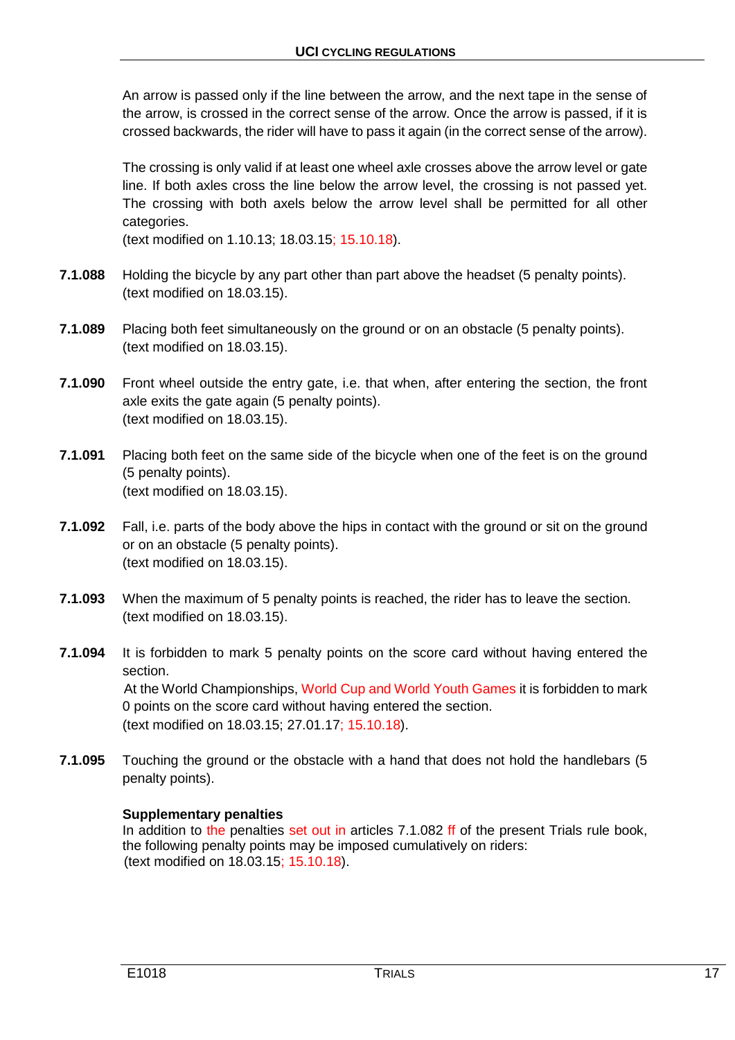An arrow is passed only if the line between the arrow, and the next tape in the sense of the arrow, is crossed in the correct sense of the arrow. Once the arrow is passed, if it is crossed backwards, the rider will have to pass it again (in the correct sense of the arrow).

The crossing is only valid if at least one wheel axle crosses above the arrow level or gate line. If both axles cross the line below the arrow level, the crossing is not passed yet. The crossing with both axels below the arrow level shall be permitted for all other categories.
(text modified on 1.10.13; 18.03.15; 15.10.18).

**7.1.088** Holding the bicycle by any part other than part above the headset (5 penalty points).
(text modified on 18.03.15).

**7.1.089** Placing both feet simultaneously on the ground or on an obstacle (5 penalty points).
(text modified on 18.03.15).

**7.1.090** Front wheel outside the entry gate, i.e. that when, after entering the section, the front axle exits the gate again (5 penalty points).
(text modified on 18.03.15).

**7.1.091** Placing both feet on the same side of the bicycle when one of the feet is on the ground (5 penalty points).
(text modified on 18.03.15).

**7.1.092** Fall, i.e. parts of the body above the hips in contact with the ground or sit on the ground or on an obstacle (5 penalty points).
(text modified on 18.03.15).

**7.1.093** When the maximum of 5 penalty points is reached, the rider has to leave the section.
(text modified on 18.03.15).

**7.1.094** It is forbidden to mark 5 penalty points on the score card without having entered the section.
At the World Championships, World Cup and World Youth Games it is forbidden to mark 0 points on the score card without having entered the section.
(text modified on 18.03.15; 27.01.17; 15.10.18).

**7.1.095** Touching the ground or the obstacle with a hand that does not hold the handlebars (5 penalty points).

**Supplementary penalties**
In addition to the penalties set out in articles 7.1.082 ff of the present Trials rule book, the following penalty points may be imposed cumulatively on riders:
(text modified on 18.03.15; 15.10.18).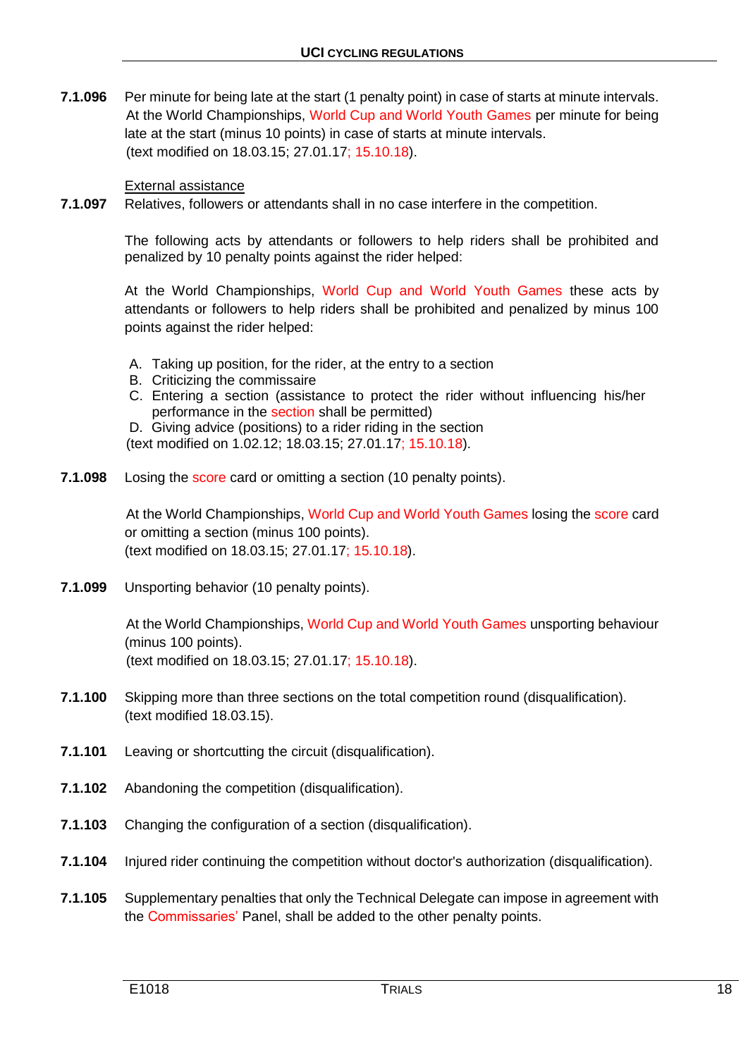**7.1.096** Per minute for being late at the start (1 penalty point) in case of starts at minute intervals. At the World Championships, World Cup and World Youth Games per minute for being late at the start (minus 10 points) in case of starts at minute intervals.
(text modified on 18.03.15; 27.01.17; 15.10.18).

<u>External assistance</u>

**7.1.097** Relatives, followers or attendants shall in no case interfere in the competition.

The following acts by attendants or followers to help riders shall be prohibited and penalized by 10 penalty points against the rider helped:

At the World Championships, World Cup and World Youth Games these acts by attendants or followers to help riders shall be prohibited and penalized by minus 100 points against the rider helped:

A. Taking up position, for the rider, at the entry to a section
B. Criticizing the commissaire
C. Entering a section (assistance to protect the rider without influencing his/her performance in the section shall be permitted)
D. Giving advice (positions) to a rider riding in the section

(text modified on 1.02.12; 18.03.15; 27.01.17; 15.10.18).

**7.1.098** Losing the score card or omitting a section (10 penalty points).

At the World Championships, World Cup and World Youth Games losing the score card or omitting a section (minus 100 points).
(text modified on 18.03.15; 27.01.17; 15.10.18).

**7.1.099** Unsporting behavior (10 penalty points).

At the World Championships, World Cup and World Youth Games unsporting behaviour (minus 100 points).
(text modified on 18.03.15; 27.01.17; 15.10.18).

**7.1.100** Skipping more than three sections on the total competition round (disqualification).
(text modified 18.03.15).

**7.1.101** Leaving or shortcutting the circuit (disqualification).

**7.1.102** Abandoning the competition (disqualification).

**7.1.103** Changing the configuration of a section (disqualification).

**7.1.104** Injured rider continuing the competition without doctor's authorization (disqualification).

**7.1.105** Supplementary penalties that only the Technical Delegate can impose in agreement with the Commissaries' Panel, shall be added to the other penalty points.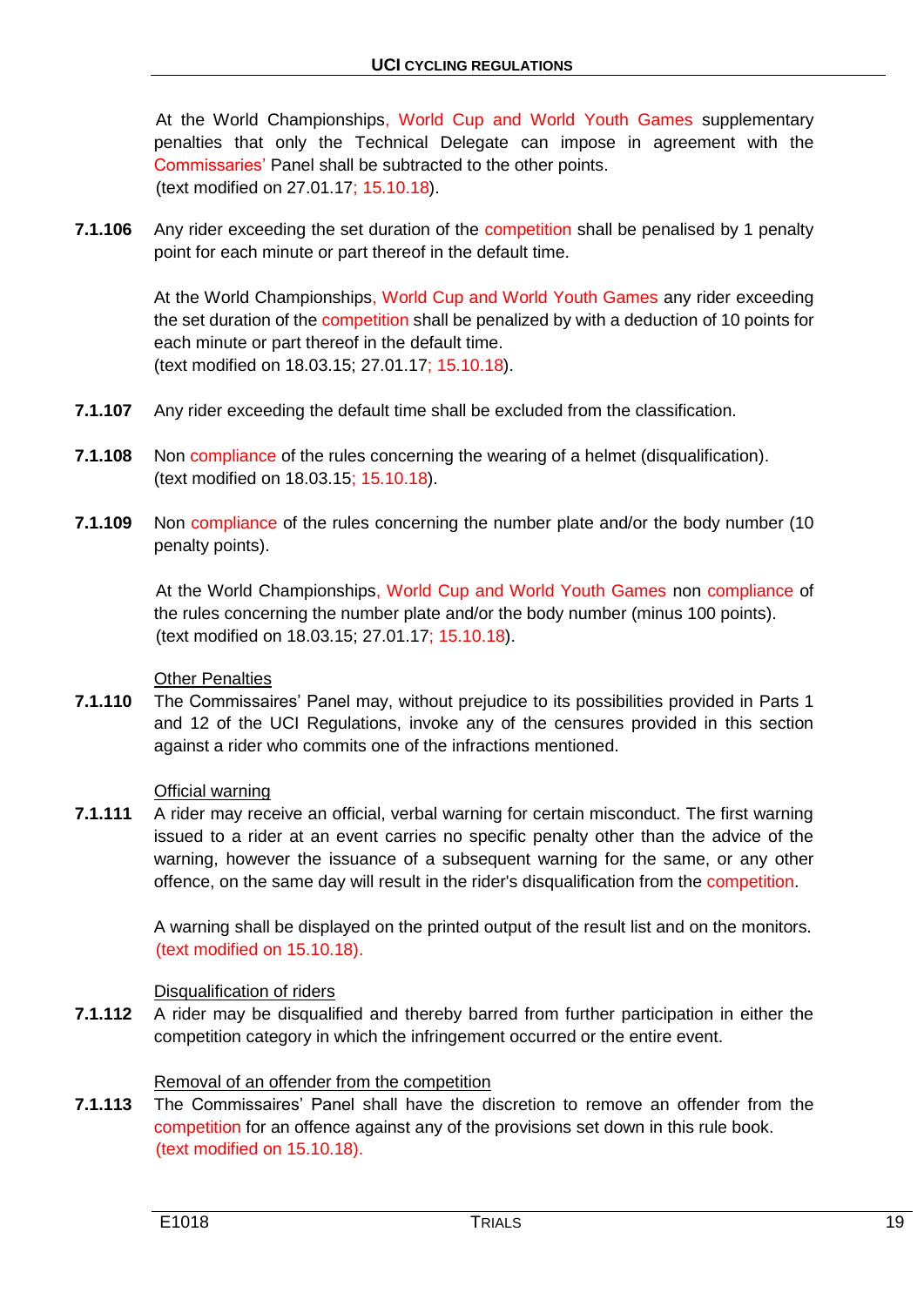At the World Championships, World Cup and World Youth Games supplementary penalties that only the Technical Delegate can impose in agreement with the Commissaries' Panel shall be subtracted to the other points.
(text modified on 27.01.17; 15.10.18).

**7.1.106** Any rider exceeding the set duration of the competition shall be penalised by 1 penalty point for each minute or part thereof in the default time.

At the World Championships, World Cup and World Youth Games any rider exceeding the set duration of the competition shall be penalized by with a deduction of 10 points for each minute or part thereof in the default time.
(text modified on 18.03.15; 27.01.17; 15.10.18).

**7.1.107** Any rider exceeding the default time shall be excluded from the classification.

**7.1.108** Non compliance of the rules concerning the wearing of a helmet (disqualification).
(text modified on 18.03.15; 15.10.18).

**7.1.109** Non compliance of the rules concerning the number plate and/or the body number (10 penalty points).

At the World Championships, World Cup and World Youth Games non compliance of the rules concerning the number plate and/or the body number (minus 100 points).
(text modified on 18.03.15; 27.01.17; 15.10.18).

<u>Other Penalties</u>

**7.1.110** The Commissaires' Panel may, without prejudice to its possibilities provided in Parts 1 and 12 of the UCI Regulations, invoke any of the censures provided in this section against a rider who commits one of the infractions mentioned.

<u>Official warning</u>

**7.1.111** A rider may receive an official, verbal warning for certain misconduct. The first warning issued to a rider at an event carries no specific penalty other than the advice of the warning, however the issuance of a subsequent warning for the same, or any other offence, on the same day will result in the rider's disqualification from the competition.

A warning shall be displayed on the printed output of the result list and on the monitors.
(text modified on 15.10.18).

<u>Disqualification of riders</u>

**7.1.112** A rider may be disqualified and thereby barred from further participation in either the competition category in which the infringement occurred or the entire event.

<u>Removal of an offender from the competition</u>

**7.1.113** The Commissaires' Panel shall have the discretion to remove an offender from the competition for an offence against any of the provisions set down in this rule book.
(text modified on 15.10.18).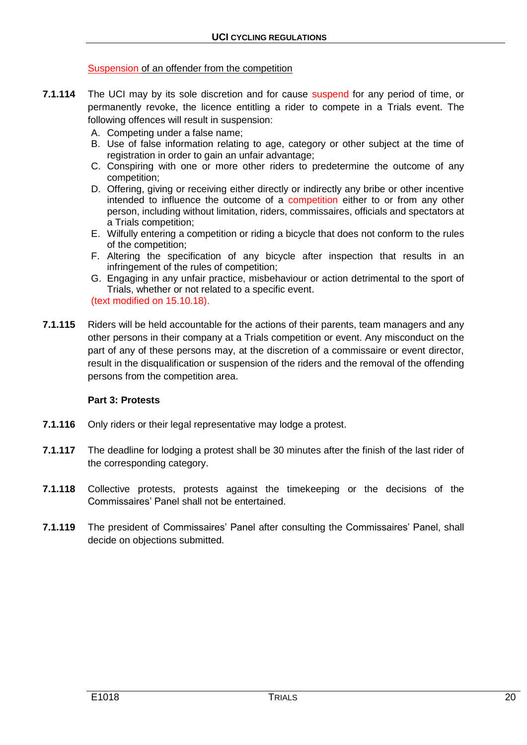Suspension of an offender from the competition

**7.1.114** The UCI may by its sole discretion and for cause suspend for any period of time, or permanently revoke, the licence entitling a rider to compete in a Trials event. The following offences will result in suspension:

A. Competing under a false name;
B. Use of false information relating to age, category or other subject at the time of registration in order to gain an unfair advantage;
C. Conspiring with one or more other riders to predetermine the outcome of any competition;
D. Offering, giving or receiving either directly or indirectly any bribe or other incentive intended to influence the outcome of a competition either to or from any other person, including without limitation, riders, commissaires, officials and spectators at a Trials competition;
E. Wilfully entering a competition or riding a bicycle that does not conform to the rules of the competition;
F. Altering the specification of any bicycle after inspection that results in an infringement of the rules of competition;
G. Engaging in any unfair practice, misbehaviour or action detrimental to the sport of Trials, whether or not related to a specific event.

(text modified on 15.10.18).

**7.1.115** Riders will be held accountable for the actions of their parents, team managers and any other persons in their company at a Trials competition or event. Any misconduct on the part of any of these persons may, at the discretion of a commissaire or event director, result in the disqualification or suspension of the riders and the removal of the offending persons from the competition area.

**Part 3: Protests**

**7.1.116** Only riders or their legal representative may lodge a protest.

**7.1.117** The deadline for lodging a protest shall be 30 minutes after the finish of the last rider of the corresponding category.

**7.1.118** Collective protests, protests against the timekeeping or the decisions of the Commissaires' Panel shall not be entertained.

**7.1.119** The president of Commissaires' Panel after consulting the Commissaires' Panel, shall decide on objections submitted.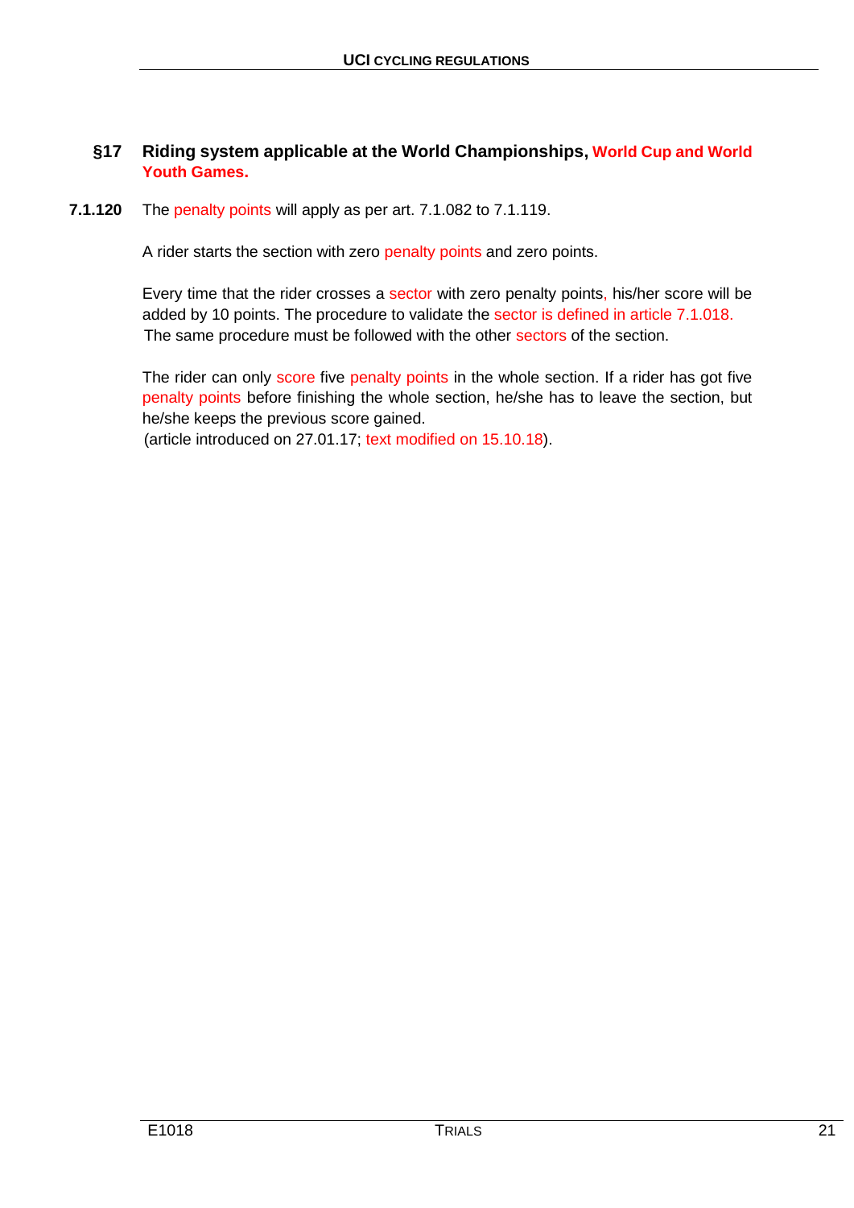## §17 Riding system applicable at the World Championships, World Cup and World Youth Games.

**7.1.120** The penalty points will apply as per art. 7.1.082 to 7.1.119.

A rider starts the section with zero penalty points and zero points.

Every time that the rider crosses a sector with zero penalty points, his/her score will be added by 10 points. The procedure to validate the sector is defined in article 7.1.018. The same procedure must be followed with the other sectors of the section.

The rider can only score five penalty points in the whole section. If a rider has got five penalty points before finishing the whole section, he/she has to leave the section, but he/she keeps the previous score gained.
(article introduced on 27.01.17; text modified on 15.10.18).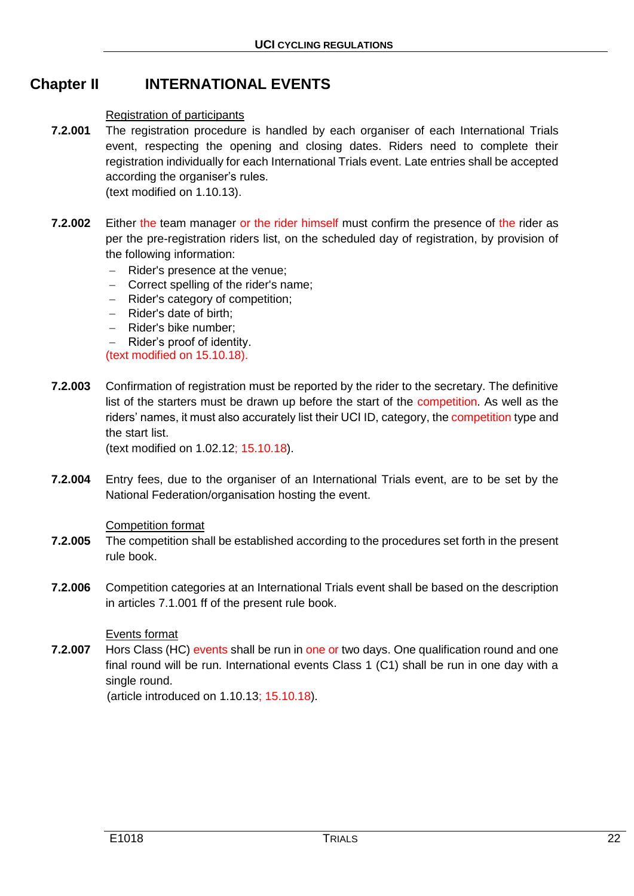# Chapter II INTERNATIONAL EVENTS

Registration of participants

**7.2.001** The registration procedure is handled by each organiser of each International Trials event, respecting the opening and closing dates. Riders need to complete their registration individually for each International Trials event. Late entries shall be accepted according the organiser's rules.
(text modified on 1.10.13).

**7.2.002** Either the team manager or the rider himself must confirm the presence of the rider as per the pre-registration riders list, on the scheduled day of registration, by provision of the following information:

- Rider's presence at the venue;
- Correct spelling of the rider's name;
- Rider's category of competition;
- Rider's date of birth;
- Rider's bike number;
- Rider's proof of identity.

(text modified on 15.10.18).

**7.2.003** Confirmation of registration must be reported by the rider to the secretary. The definitive list of the starters must be drawn up before the start of the competition. As well as the riders' names, it must also accurately list their UCI ID, category, the competition type and the start list.
(text modified on 1.02.12; 15.10.18).

**7.2.004** Entry fees, due to the organiser of an International Trials event, are to be set by the National Federation/organisation hosting the event.

Competition format

**7.2.005** The competition shall be established according to the procedures set forth in the present rule book.

**7.2.006** Competition categories at an International Trials event shall be based on the description in articles 7.1.001 ff of the present rule book.

Events format

**7.2.007** Hors Class (HC) events shall be run in one or two days. One qualification round and one final round will be run. International events Class 1 (C1) shall be run in one day with a single round.
(article introduced on 1.10.13; 15.10.18).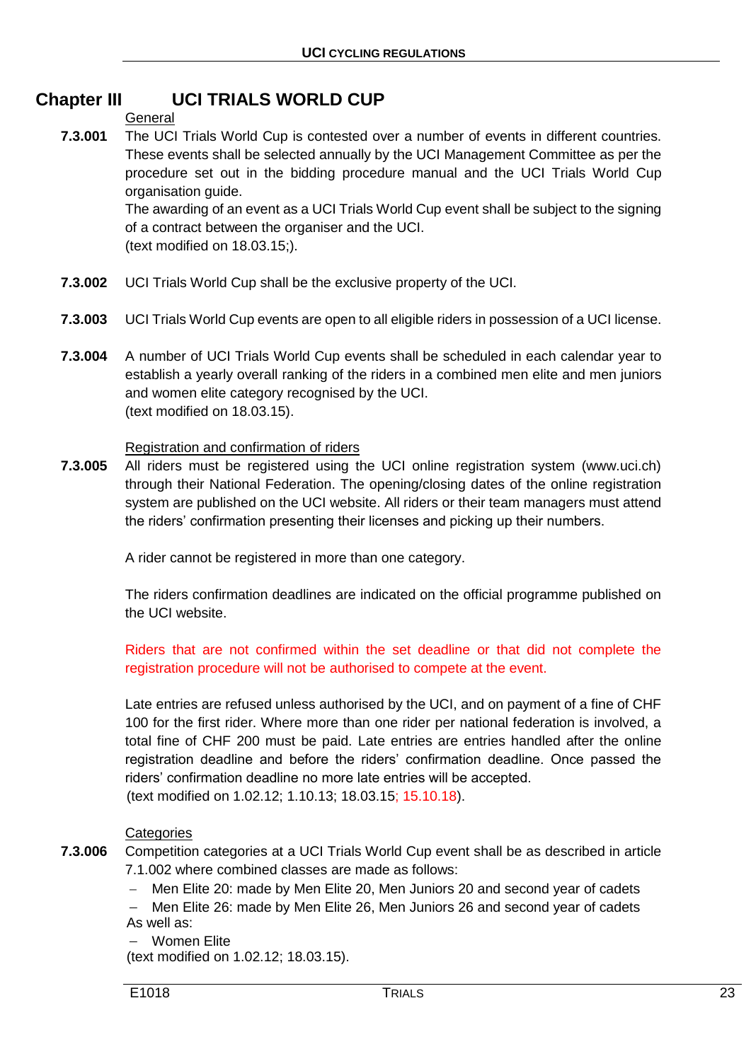## Chapter III UCI TRIALS WORLD CUP

General

**7.3.001** The UCI Trials World Cup is contested over a number of events in different countries. These events shall be selected annually by the UCI Management Committee as per the procedure set out in the bidding procedure manual and the UCI Trials World Cup organisation guide.

The awarding of an event as a UCI Trials World Cup event shall be subject to the signing of a contract between the organiser and the UCI.

(text modified on 18.03.15;).

**7.3.002** UCI Trials World Cup shall be the exclusive property of the UCI.

**7.3.003** UCI Trials World Cup events are open to all eligible riders in possession of a UCI license.

**7.3.004** A number of UCI Trials World Cup events shall be scheduled in each calendar year to establish a yearly overall ranking of the riders in a combined men elite and men juniors and women elite category recognised by the UCI.

(text modified on 18.03.15).

Registration and confirmation of riders

**7.3.005** All riders must be registered using the UCI online registration system (www.uci.ch) through their National Federation. The opening/closing dates of the online registration system are published on the UCI website. All riders or their team managers must attend the riders' confirmation presenting their licenses and picking up their numbers.

A rider cannot be registered in more than one category.

The riders confirmation deadlines are indicated on the official programme published on the UCI website.

Riders that are not confirmed within the set deadline or that did not complete the registration procedure will not be authorised to compete at the event.

Late entries are refused unless authorised by the UCI, and on payment of a fine of CHF 100 for the first rider. Where more than one rider per national federation is involved, a total fine of CHF 200 must be paid. Late entries are entries handled after the online registration deadline and before the riders' confirmation deadline. Once passed the riders' confirmation deadline no more late entries will be accepted.

(text modified on 1.02.12; 1.10.13; 18.03.15; 15.10.18).

Categories

**7.3.006** Competition categories at a UCI Trials World Cup event shall be as described in article 7.1.002 where combined classes are made as follows:

- Men Elite 20: made by Men Elite 20, Men Juniors 20 and second year of cadets
- Men Elite 26: made by Men Elite 26, Men Juniors 26 and second year of cadets

As well as:

- Women Elite

(text modified on 1.02.12; 18.03.15).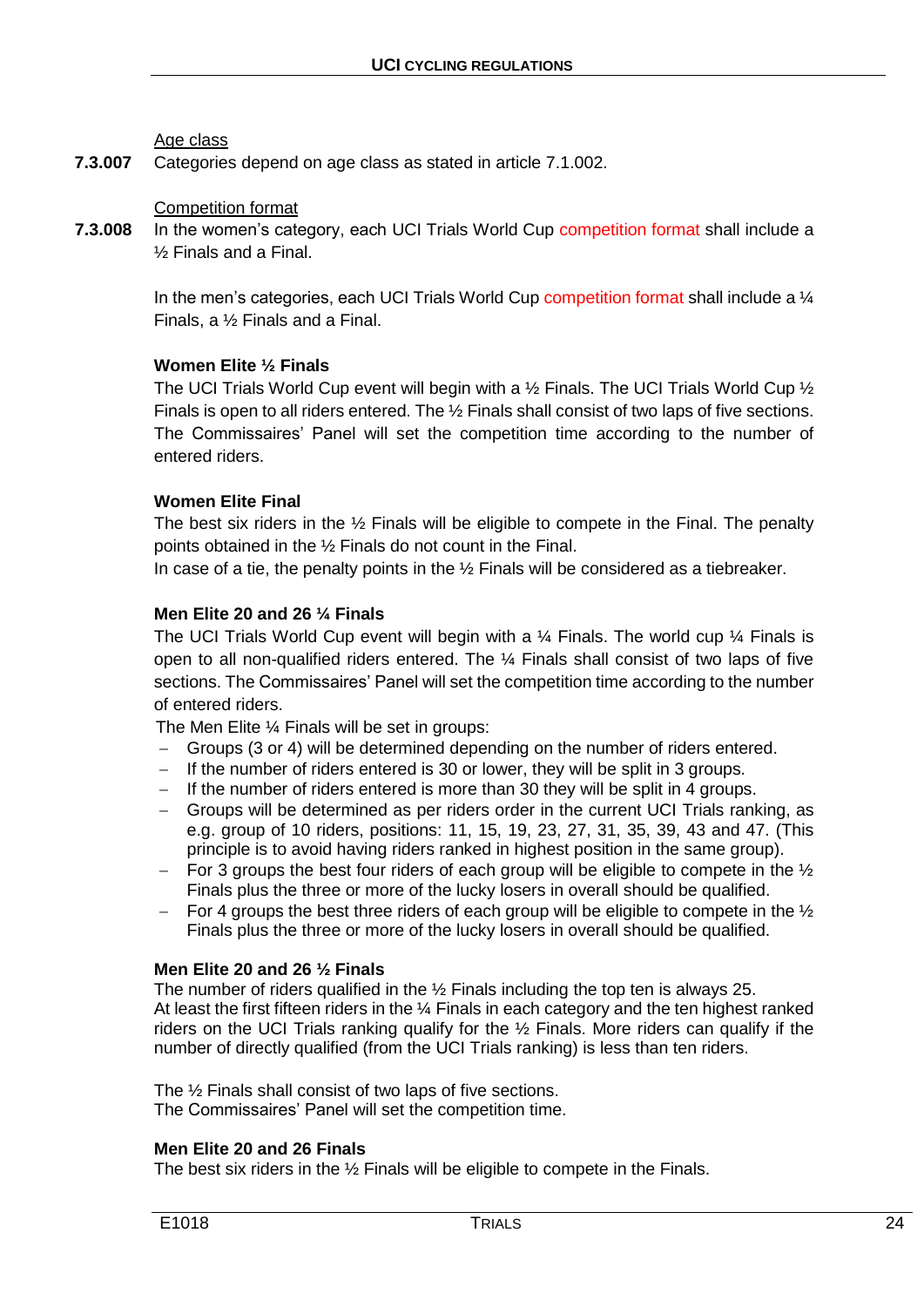Age class

**7.3.007** Categories depend on age class as stated in article 7.1.002.

Competition format

**7.3.008** In the women's category, each UCI Trials World Cup competition format shall include a ½ Finals and a Final.

In the men's categories, each UCI Trials World Cup competition format shall include a ¼ Finals, a ½ Finals and a Final.

**Women Elite ½ Finals**

The UCI Trials World Cup event will begin with a ½ Finals. The UCI Trials World Cup ½ Finals is open to all riders entered. The ½ Finals shall consist of two laps of five sections. The Commissaires' Panel will set the competition time according to the number of entered riders.

**Women Elite Final**

The best six riders in the ½ Finals will be eligible to compete in the Final. The penalty points obtained in the ½ Finals do not count in the Final.
In case of a tie, the penalty points in the ½ Finals will be considered as a tiebreaker.

**Men Elite 20 and 26 ¼ Finals**

The UCI Trials World Cup event will begin with a ¼ Finals. The world cup ¼ Finals is open to all non-qualified riders entered. The ¼ Finals shall consist of two laps of five sections. The Commissaires' Panel will set the competition time according to the number of entered riders.
The Men Elite ¼ Finals will be set in groups:

- Groups (3 or 4) will be determined depending on the number of riders entered.
- If the number of riders entered is 30 or lower, they will be split in 3 groups.
- If the number of riders entered is more than 30 they will be split in 4 groups.
- Groups will be determined as per riders order in the current UCI Trials ranking, as e.g. group of 10 riders, positions: 11, 15, 19, 23, 27, 31, 35, 39, 43 and 47. (This principle is to avoid having riders ranked in highest position in the same group).
- For 3 groups the best four riders of each group will be eligible to compete in the ½ Finals plus the three or more of the lucky losers in overall should be qualified.
- For 4 groups the best three riders of each group will be eligible to compete in the ½ Finals plus the three or more of the lucky losers in overall should be qualified.

**Men Elite 20 and 26 ½ Finals**

The number of riders qualified in the ½ Finals including the top ten is always 25.
At least the first fifteen riders in the ¼ Finals in each category and the ten highest ranked riders on the UCI Trials ranking qualify for the ½ Finals. More riders can qualify if the number of directly qualified (from the UCI Trials ranking) is less than ten riders.

The ½ Finals shall consist of two laps of five sections.
The Commissaires' Panel will set the competition time.

**Men Elite 20 and 26 Finals**

The best six riders in the ½ Finals will be eligible to compete in the Finals.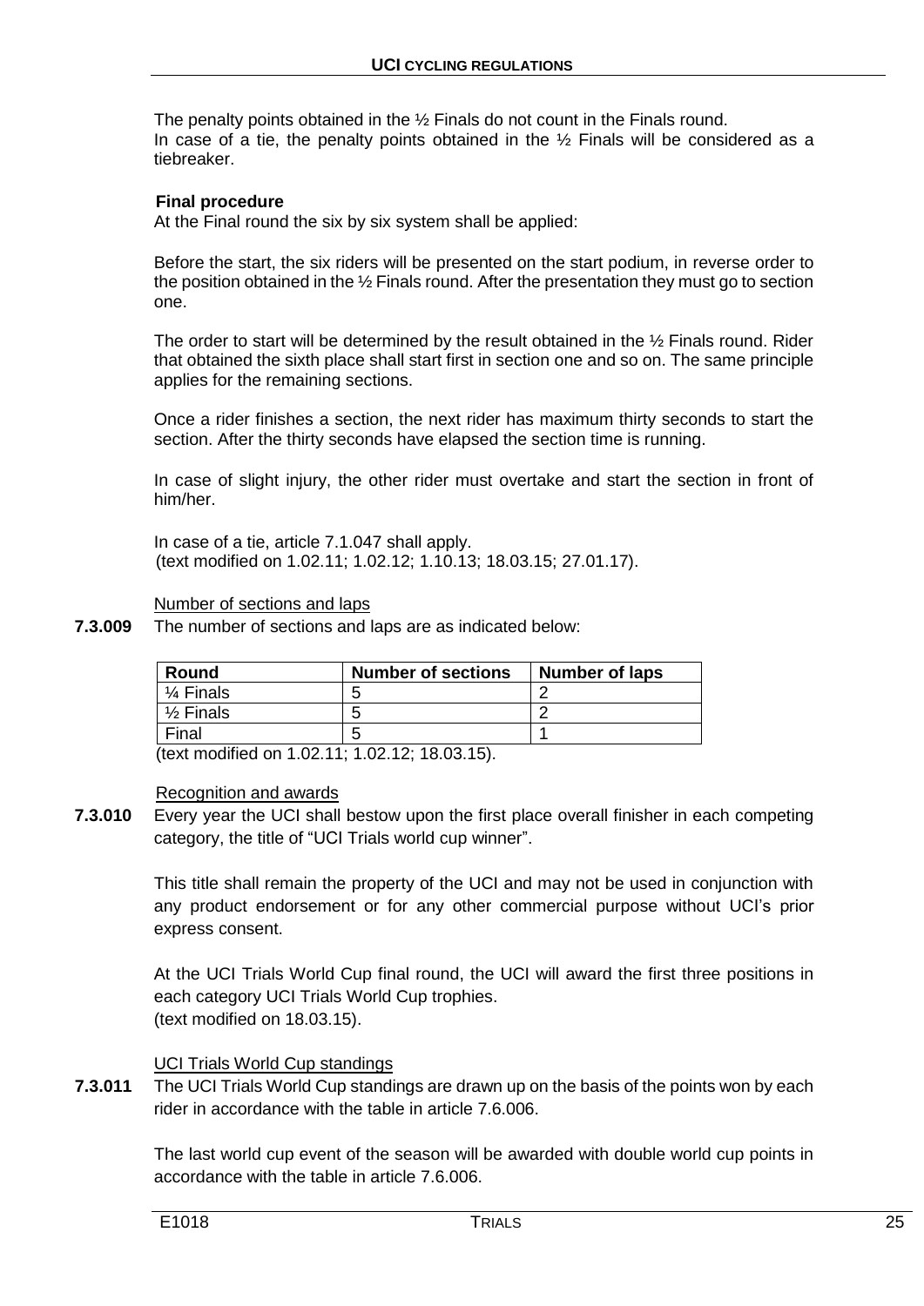The penalty points obtained in the ½ Finals do not count in the Finals round.
In case of a tie, the penalty points obtained in the ½ Finals will be considered as a tiebreaker.

**Final procedure**
At the Final round the six by six system shall be applied:

Before the start, the six riders will be presented on the start podium, in reverse order to the position obtained in the ½ Finals round. After the presentation they must go to section one.

The order to start will be determined by the result obtained in the ½ Finals round. Rider that obtained the sixth place shall start first in section one and so on. The same principle applies for the remaining sections.

Once a rider finishes a section, the next rider has maximum thirty seconds to start the section. After the thirty seconds have elapsed the section time is running.

In case of slight injury, the other rider must overtake and start the section in front of him/her.

In case of a tie, article 7.1.047 shall apply.
(text modified on 1.02.11; 1.02.12; 1.10.13; 18.03.15; 27.01.17).

Number of sections and laps

**7.3.009** The number of sections and laps are as indicated below:

| Round | Number of sections | Number of laps |
|---|---|---|
| ¼ Finals | 5 | 2 |
| ½ Finals | 5 | 2 |
| Final | 5 | 1 |

(text modified on 1.02.11; 1.02.12; 18.03.15).

Recognition and awards

**7.3.010** Every year the UCI shall bestow upon the first place overall finisher in each competing category, the title of "UCI Trials world cup winner".

This title shall remain the property of the UCI and may not be used in conjunction with any product endorsement or for any other commercial purpose without UCI's prior express consent.

At the UCI Trials World Cup final round, the UCI will award the first three positions in each category UCI Trials World Cup trophies.
(text modified on 18.03.15).

UCI Trials World Cup standings

**7.3.011** The UCI Trials World Cup standings are drawn up on the basis of the points won by each rider in accordance with the table in article 7.6.006.

The last world cup event of the season will be awarded with double world cup points in accordance with the table in article 7.6.006.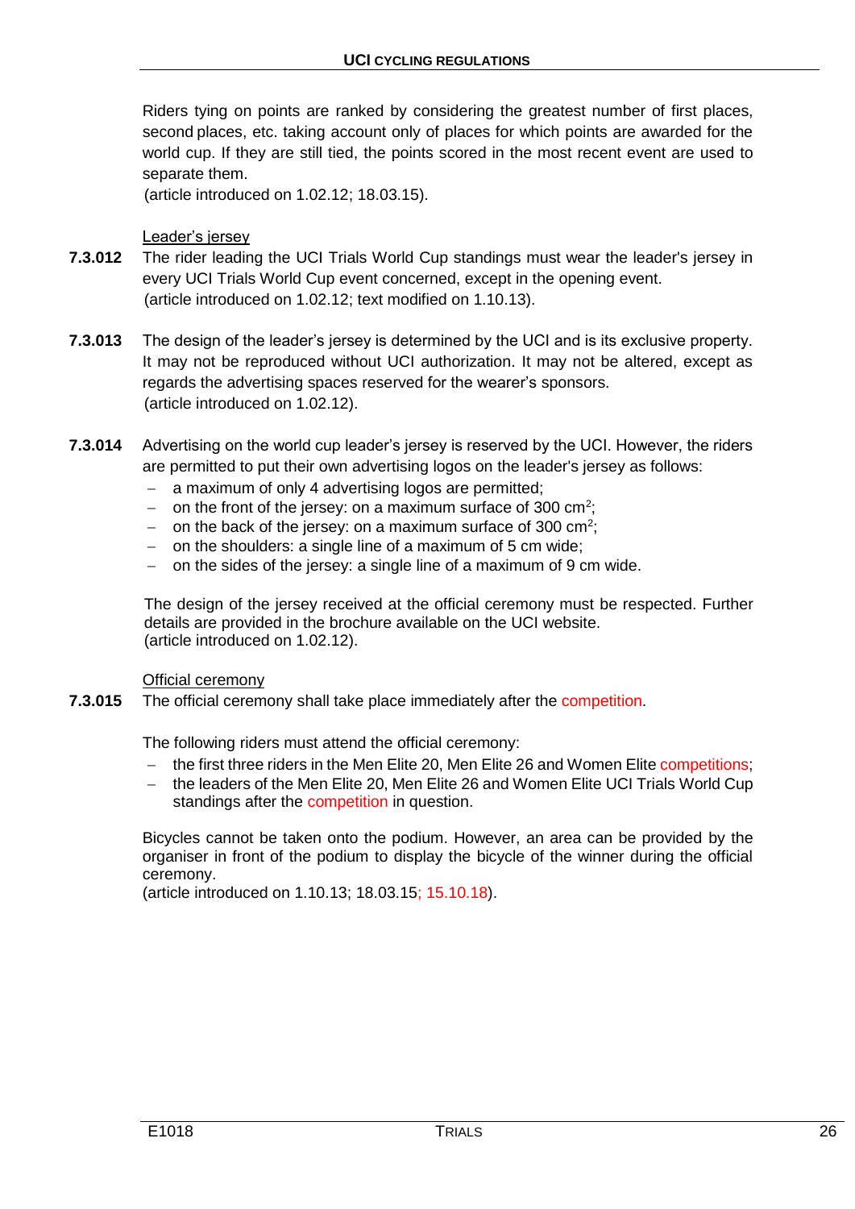Riders tying on points are ranked by considering the greatest number of first places, second places, etc. taking account only of places for which points are awarded for the world cup. If they are still tied, the points scored in the most recent event are used to separate them.
(article introduced on 1.02.12; 18.03.15).

Leader's jersey

**7.3.012** The rider leading the UCI Trials World Cup standings must wear the leader's jersey in every UCI Trials World Cup event concerned, except in the opening event.
(article introduced on 1.02.12; text modified on 1.10.13).

**7.3.013** The design of the leader's jersey is determined by the UCI and is its exclusive property. It may not be reproduced without UCI authorization. It may not be altered, except as regards the advertising spaces reserved for the wearer's sponsors.
(article introduced on 1.02.12).

**7.3.014** Advertising on the world cup leader's jersey is reserved by the UCI. However, the riders are permitted to put their own advertising logos on the leader's jersey as follows:

- a maximum of only 4 advertising logos are permitted;
- on the front of the jersey: on a maximum surface of 300 $cm^2$;
- on the back of the jersey: on a maximum surface of 300 $cm^2$;
- on the shoulders: a single line of a maximum of 5 cm wide;
- on the sides of the jersey: a single line of a maximum of 9 cm wide.

The design of the jersey received at the official ceremony must be respected. Further details are provided in the brochure available on the UCI website.
(article introduced on 1.02.12).

Official ceremony

**7.3.015** The official ceremony shall take place immediately after the competition.

The following riders must attend the official ceremony:

- the first three riders in the Men Elite 20, Men Elite 26 and Women Elite competitions;
- the leaders of the Men Elite 20, Men Elite 26 and Women Elite UCI Trials World Cup standings after the competition in question.

Bicycles cannot be taken onto the podium. However, an area can be provided by the organiser in front of the podium to display the bicycle of the winner during the official ceremony.
(article introduced on 1.10.13; 18.03.15; 15.10.18).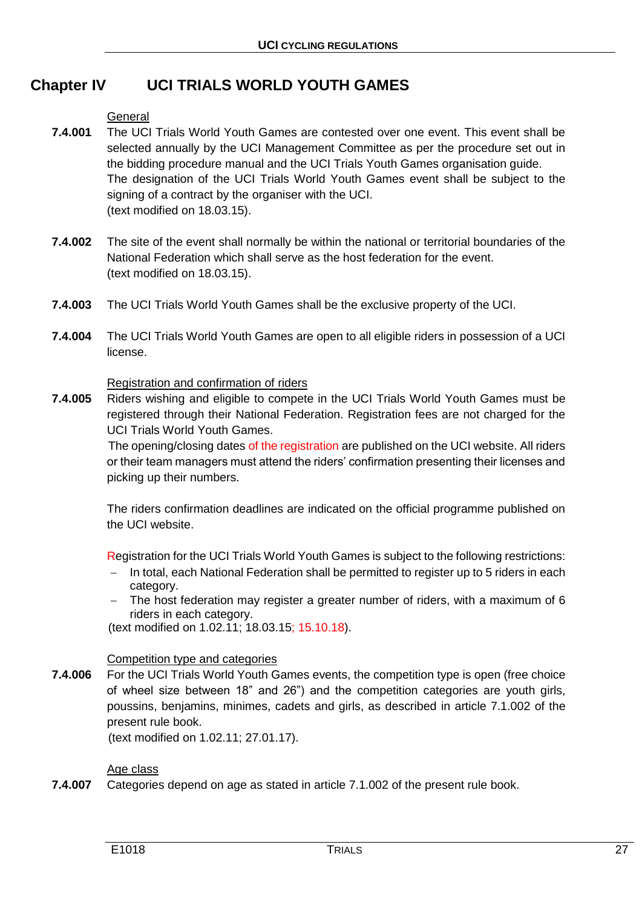## Chapter IV UCI TRIALS WORLD YOUTH GAMES

General

**7.4.001** The UCI Trials World Youth Games are contested over one event. This event shall be selected annually by the UCI Management Committee as per the procedure set out in the bidding procedure manual and the UCI Trials Youth Games organisation guide.
The designation of the UCI Trials World Youth Games event shall be subject to the signing of a contract by the organiser with the UCI.
(text modified on 18.03.15).

**7.4.002** The site of the event shall normally be within the national or territorial boundaries of the National Federation which shall serve as the host federation for the event.
(text modified on 18.03.15).

**7.4.003** The UCI Trials World Youth Games shall be the exclusive property of the UCI.

**7.4.004** The UCI Trials World Youth Games are open to all eligible riders in possession of a UCI license.

Registration and confirmation of riders

**7.4.005** Riders wishing and eligible to compete in the UCI Trials World Youth Games must be registered through their National Federation. Registration fees are not charged for the UCI Trials World Youth Games.
The opening/closing dates of the registration are published on the UCI website. All riders or their team managers must attend the riders' confirmation presenting their licenses and picking up their numbers.

The riders confirmation deadlines are indicated on the official programme published on the UCI website.

Registration for the UCI Trials World Youth Games is subject to the following restrictions:

- In total, each National Federation shall be permitted to register up to 5 riders in each category.
- The host federation may register a greater number of riders, with a maximum of 6 riders in each category.

(text modified on 1.02.11; 18.03.15; 15.10.18).

Competition type and categories

**7.4.006** For the UCI Trials World Youth Games events, the competition type is open (free choice of wheel size between 18" and 26") and the competition categories are youth girls, poussins, benjamins, minimes, cadets and girls, as described in article 7.1.002 of the present rule book.
(text modified on 1.02.11; 27.01.17).

Age class

**7.4.007** Categories depend on age as stated in article 7.1.002 of the present rule book.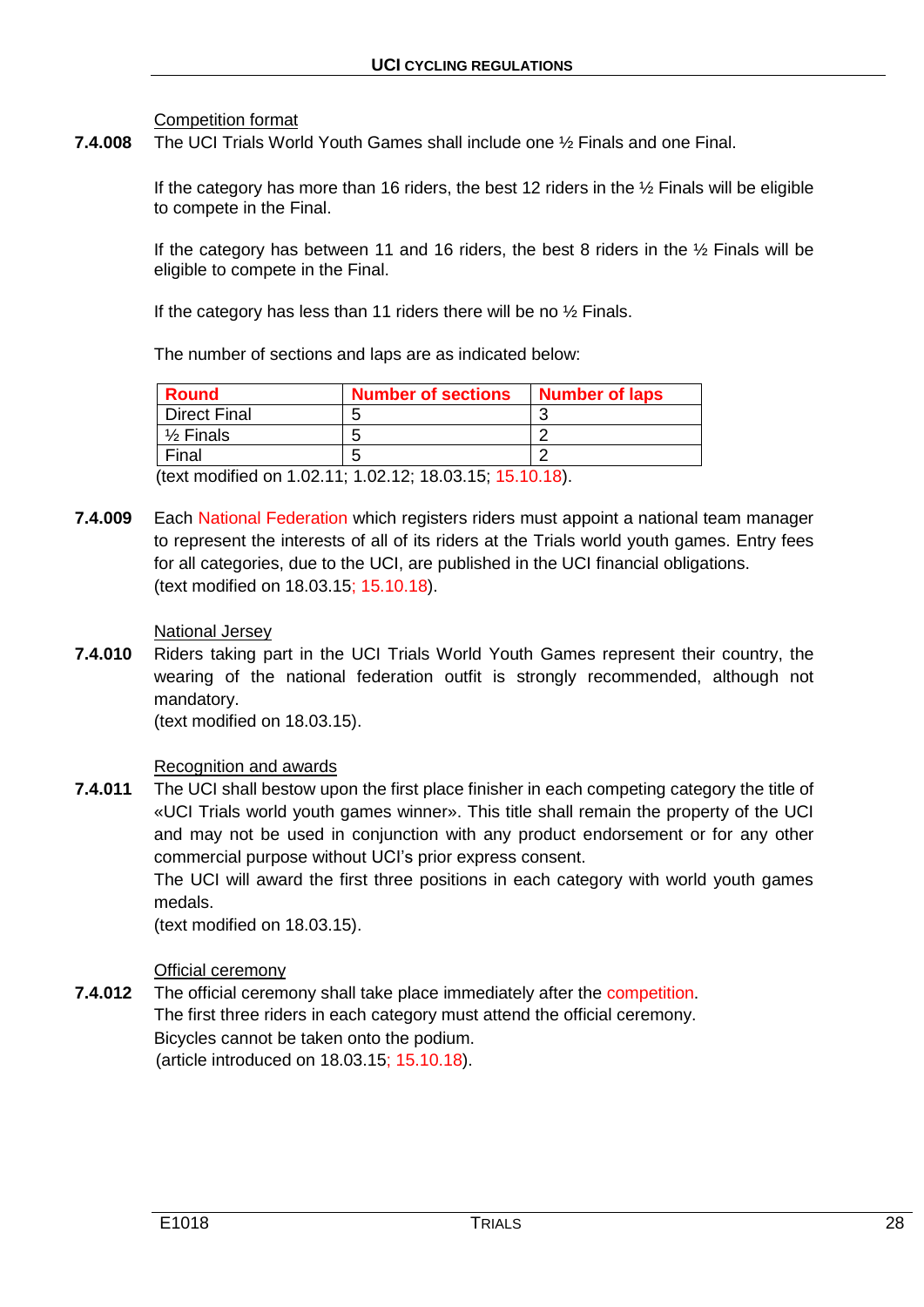Competition format

**7.4.008** The UCI Trials World Youth Games shall include one ½ Finals and one Final.

If the category has more than 16 riders, the best 12 riders in the ½ Finals will be eligible to compete in the Final.

If the category has between 11 and 16 riders, the best 8 riders in the ½ Finals will be eligible to compete in the Final.

If the category has less than 11 riders there will be no ½ Finals.

The number of sections and laps are as indicated below:

| Round | Number of sections | Number of laps |
|---|---|---|
| Direct Final | 5 | 3 |
| ½ Finals | 5 | 2 |
| Final | 5 | 2 |

(text modified on 1.02.11; 1.02.12; 18.03.15; 15.10.18).

**7.4.009** Each National Federation which registers riders must appoint a national team manager to represent the interests of all of its riders at the Trials world youth games. Entry fees for all categories, due to the UCI, are published in the UCI financial obligations.
(text modified on 18.03.15; 15.10.18).

National Jersey

**7.4.010** Riders taking part in the UCI Trials World Youth Games represent their country, the wearing of the national federation outfit is strongly recommended, although not mandatory.
(text modified on 18.03.15).

Recognition and awards

**7.4.011** The UCI shall bestow upon the first place finisher in each competing category the title of «UCI Trials world youth games winner». This title shall remain the property of the UCI and may not be used in conjunction with any product endorsement or for any other commercial purpose without UCI's prior express consent.
The UCI will award the first three positions in each category with world youth games medals.
(text modified on 18.03.15).

Official ceremony

**7.4.012** The official ceremony shall take place immediately after the competition.
The first three riders in each category must attend the official ceremony.
Bicycles cannot be taken onto the podium.
(article introduced on 18.03.15; 15.10.18).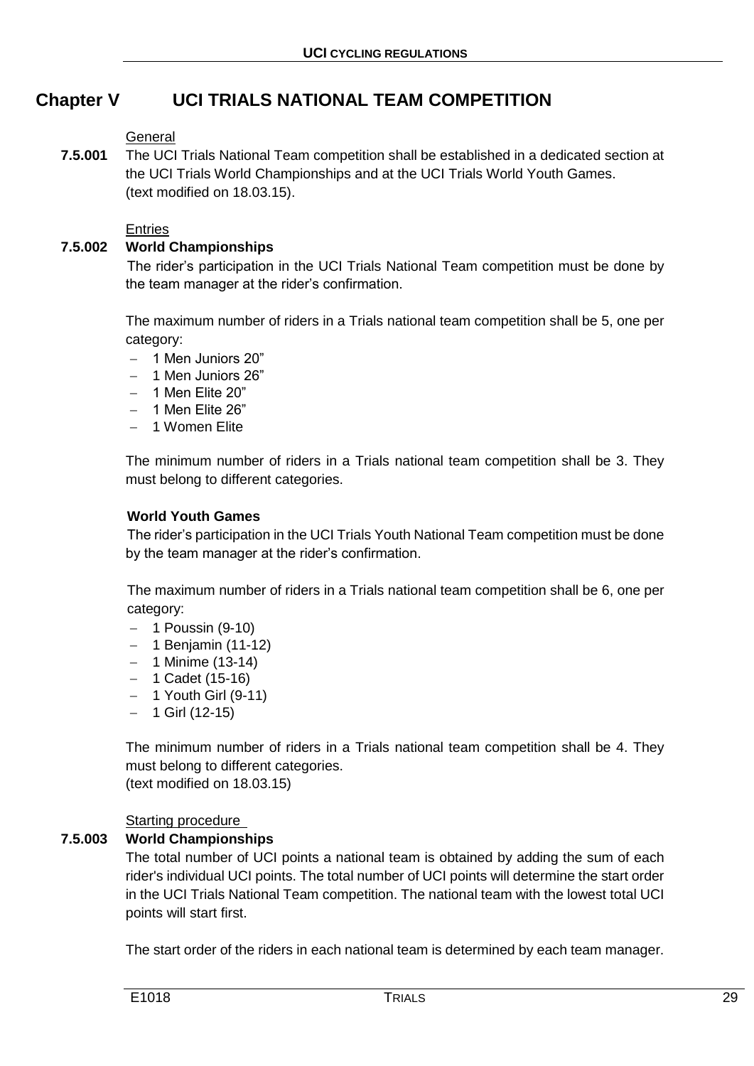## Chapter V UCI TRIALS NATIONAL TEAM COMPETITION

General

**7.5.001** The UCI Trials National Team competition shall be established in a dedicated section at the UCI Trials World Championships and at the UCI Trials World Youth Games.
(text modified on 18.03.15).

Entries

**7.5.002 World Championships**

The rider's participation in the UCI Trials National Team competition must be done by the team manager at the rider's confirmation.

The maximum number of riders in a Trials national team competition shall be 5, one per category:

- 1 Men Juniors 20"
- 1 Men Juniors 26"
- 1 Men Elite 20"
- 1 Men Elite 26"
- 1 Women Elite

The minimum number of riders in a Trials national team competition shall be 3. They must belong to different categories.

**World Youth Games**

The rider's participation in the UCI Trials Youth National Team competition must be done by the team manager at the rider's confirmation.

The maximum number of riders in a Trials national team competition shall be 6, one per category:

- 1 Poussin (9-10)
- 1 Benjamin (11-12)
- 1 Minime (13-14)
- 1 Cadet (15-16)
- 1 Youth Girl (9-11)
- 1 Girl (12-15)

The minimum number of riders in a Trials national team competition shall be 4. They must belong to different categories.
(text modified on 18.03.15)

Starting procedure

**7.5.003 World Championships**

The total number of UCI points a national team is obtained by adding the sum of each rider's individual UCI points. The total number of UCI points will determine the start order in the UCI Trials National Team competition. The national team with the lowest total UCI points will start first.

The start order of the riders in each national team is determined by each team manager.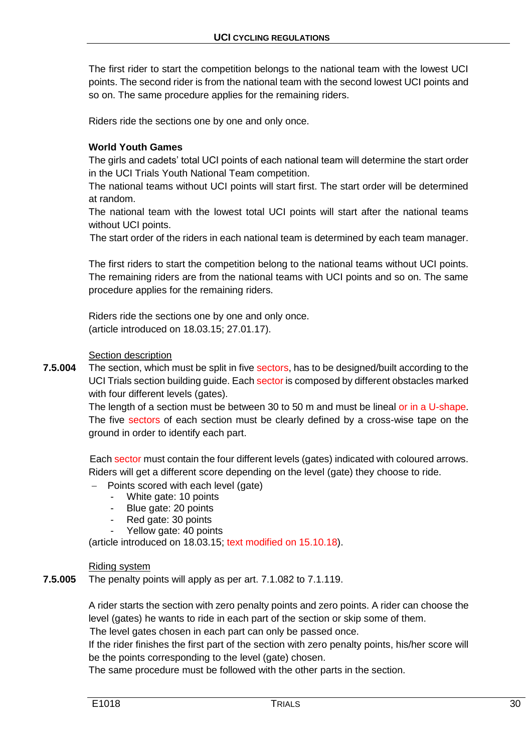The first rider to start the competition belongs to the national team with the lowest UCI points. The second rider is from the national team with the second lowest UCI points and so on. The same procedure applies for the remaining riders.

Riders ride the sections one by one and only once.

**World Youth Games**

The girls and cadets' total UCI points of each national team will determine the start order in the UCI Trials Youth National Team competition.

The national teams without UCI points will start first. The start order will be determined at random.

The national team with the lowest total UCI points will start after the national teams without UCI points.

The start order of the riders in each national team is determined by each team manager.

The first riders to start the competition belong to the national teams without UCI points. The remaining riders are from the national teams with UCI points and so on. The same procedure applies for the remaining riders.

Riders ride the sections one by one and only once.
(article introduced on 18.03.15; 27.01.17).

Section description

**7.5.004** The section, which must be split in five sectors, has to be designed/built according to the UCI Trials section building guide. Each sector is composed by different obstacles marked with four different levels (gates).

The length of a section must be between 30 to 50 m and must be lineal or in a U-shape. The five sectors of each section must be clearly defined by a cross-wise tape on the ground in order to identify each part.

Each sector must contain the four different levels (gates) indicated with coloured arrows. Riders will get a different score depending on the level (gate) they choose to ride.

- Points scored with each level (gate)
  - White gate: 10 points
  - Blue gate: 20 points
  - Red gate: 30 points
  - Yellow gate: 40 points

(article introduced on 18.03.15; text modified on 15.10.18).

Riding system

**7.5.005** The penalty points will apply as per art. 7.1.082 to 7.1.119.

A rider starts the section with zero penalty points and zero points. A rider can choose the level (gates) he wants to ride in each part of the section or skip some of them.

The level gates chosen in each part can only be passed once.

If the rider finishes the first part of the section with zero penalty points, his/her score will be the points corresponding to the level (gate) chosen.

The same procedure must be followed with the other parts in the section.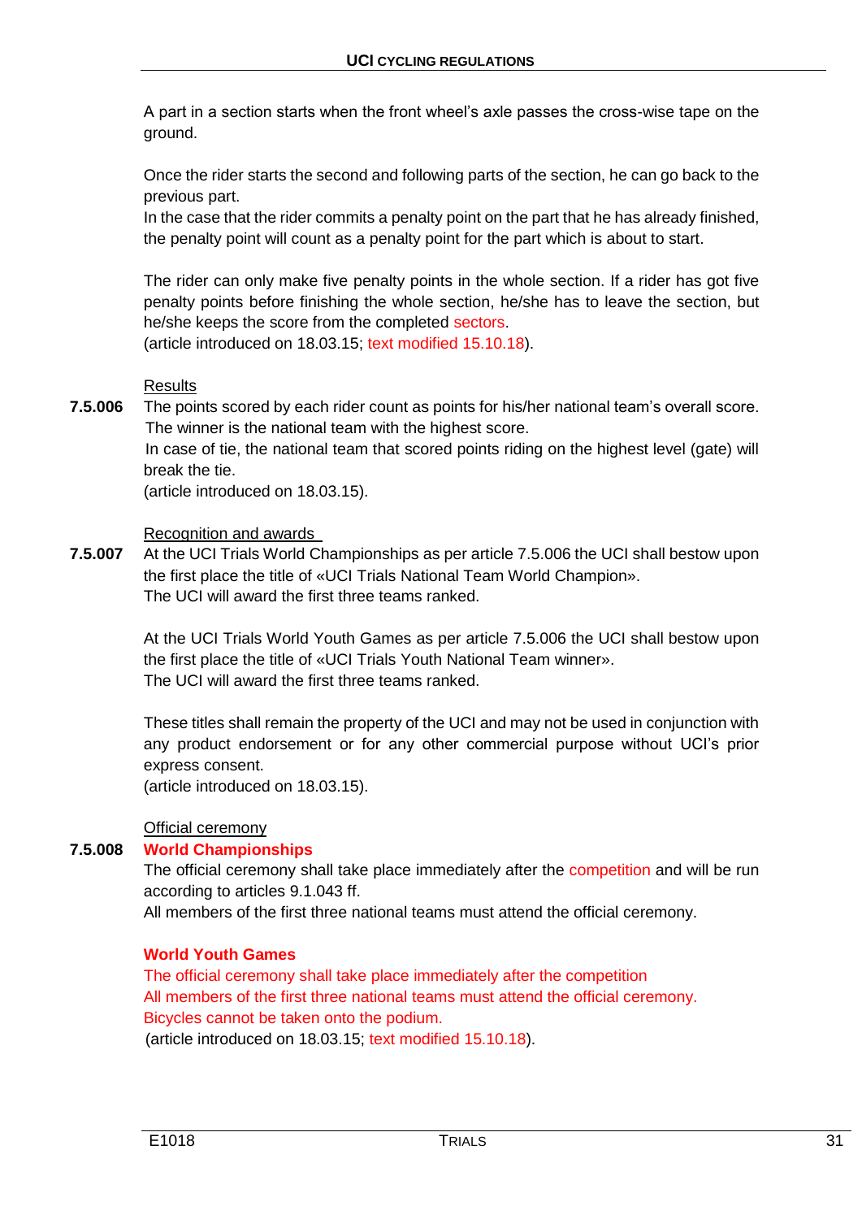A part in a section starts when the front wheel's axle passes the cross-wise tape on the ground.

Once the rider starts the second and following parts of the section, he can go back to the previous part.
In the case that the rider commits a penalty point on the part that he has already finished, the penalty point will count as a penalty point for the part which is about to start.

The rider can only make five penalty points in the whole section. If a rider has got five penalty points before finishing the whole section, he/she has to leave the section, but he/she keeps the score from the completed sectors.
(article introduced on 18.03.15; text modified 15.10.18).

Results

**7.5.006** The points scored by each rider count as points for his/her national team's overall score.
The winner is the national team with the highest score.
In case of tie, the national team that scored points riding on the highest level (gate) will break the tie.
(article introduced on 18.03.15).

Recognition and awards

**7.5.007** At the UCI Trials World Championships as per article 7.5.006 the UCI shall bestow upon the first place the title of «UCI Trials National Team World Champion».
The UCI will award the first three teams ranked.

At the UCI Trials World Youth Games as per article 7.5.006 the UCI shall bestow upon the first place the title of «UCI Trials Youth National Team winner».
The UCI will award the first three teams ranked.

These titles shall remain the property of the UCI and may not be used in conjunction with any product endorsement or for any other commercial purpose without UCI's prior express consent.
(article introduced on 18.03.15).

Official ceremony

**7.5.008** **World Championships**

The official ceremony shall take place immediately after the competition and will be run according to articles 9.1.043 ff.
All members of the first three national teams must attend the official ceremony.

**World Youth Games**

The official ceremony shall take place immediately after the competition
All members of the first three national teams must attend the official ceremony.
Bicycles cannot be taken onto the podium.
(article introduced on 18.03.15; text modified 15.10.18).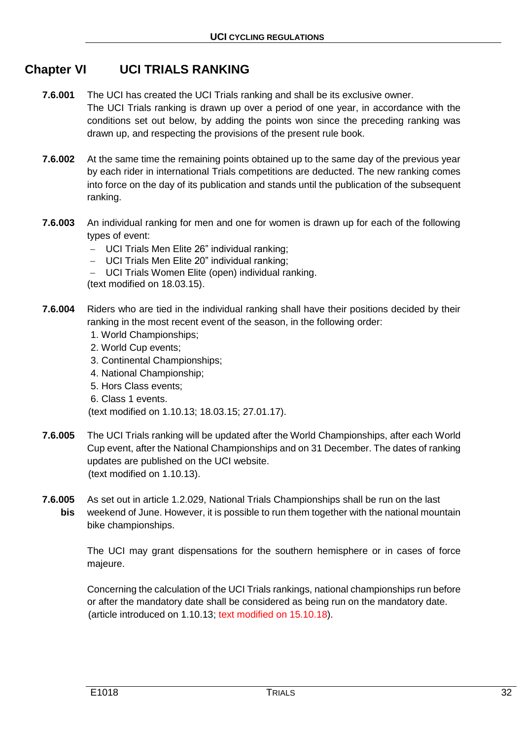## Chapter VI UCI TRIALS RANKING

**7.6.001** The UCI has created the UCI Trials ranking and shall be its exclusive owner.
The UCI Trials ranking is drawn up over a period of one year, in accordance with the conditions set out below, by adding the points won since the preceding ranking was drawn up, and respecting the provisions of the present rule book.

**7.6.002** At the same time the remaining points obtained up to the same day of the previous year by each rider in international Trials competitions are deducted. The new ranking comes into force on the day of its publication and stands until the publication of the subsequent ranking.

**7.6.003** An individual ranking for men and one for women is drawn up for each of the following types of event:

- UCI Trials Men Elite 26" individual ranking;
- UCI Trials Men Elite 20" individual ranking;
- UCI Trials Women Elite (open) individual ranking.

(text modified on 18.03.15).

**7.6.004** Riders who are tied in the individual ranking shall have their positions decided by their ranking in the most recent event of the season, in the following order:

1. World Championships;
2. World Cup events;
3. Continental Championships;
4. National Championship;
5. Hors Class events;
6. Class 1 events.

(text modified on 1.10.13; 18.03.15; 27.01.17).

**7.6.005** The UCI Trials ranking will be updated after the World Championships, after each World Cup event, after the National Championships and on 31 December. The dates of ranking updates are published on the UCI website.
(text modified on 1.10.13).

**7.6.005 bis** As set out in article 1.2.029, National Trials Championships shall be run on the last weekend of June. However, it is possible to run them together with the national mountain bike championships.

The UCI may grant dispensations for the southern hemisphere or in cases of force majeure.

Concerning the calculation of the UCI Trials rankings, national championships run before or after the mandatory date shall be considered as being run on the mandatory date.
(article introduced on 1.10.13; text modified on 15.10.18).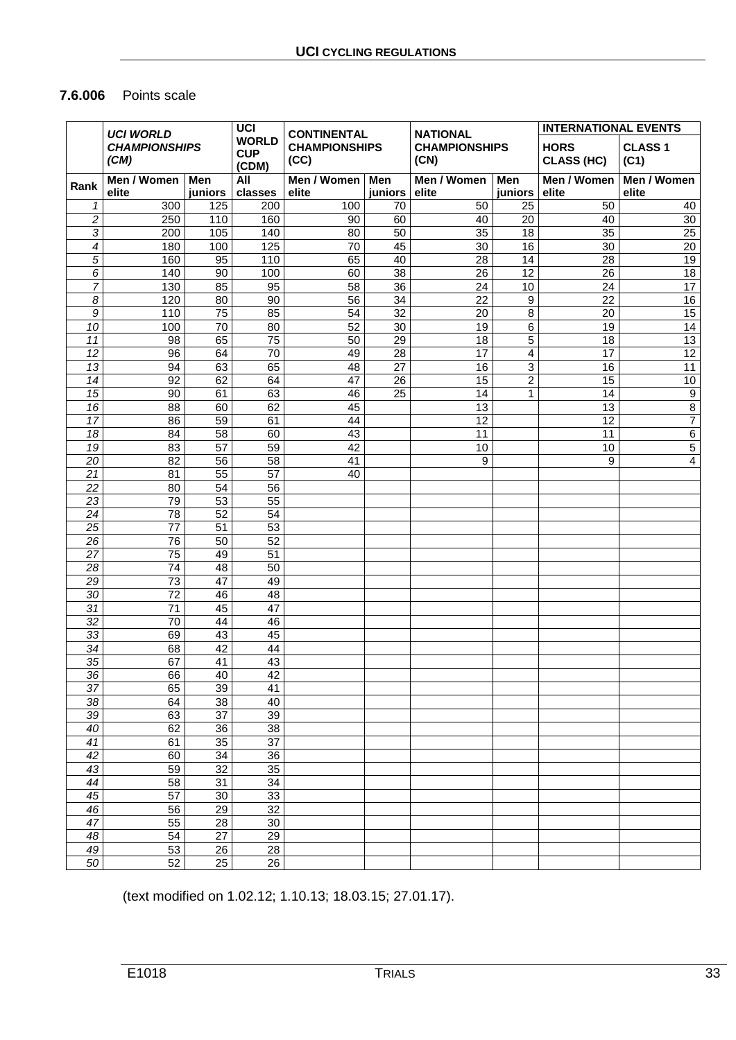**7.6.006** Points scale

| | UCI WORLD CHAMPIONSHIPS (CM) | | UCI WORLD CUP (CDM) | CONTINENTAL CHAMPIONSHIPS (CC) | | NATIONAL CHAMPIONSHIPS (CN) | | INTERNATIONAL EVENTS | |
|---|---|---|---|---|---|---|---|---|---|
| | | | | | | | | HORS CLASS (HC) | CLASS 1 (C1) |
| Rank | Men / Women elite | Men juniors | All classes | Men / Women elite | Men juniors | Men / Women elite | Men juniors | Men / Women elite | Men / Women elite |
| 1 | 300 | 125 | 200 | 100 | 70 | 50 | 25 | 50 | 40 |
| 2 | 250 | 110 | 160 | 90 | 60 | 40 | 20 | 40 | 30 |
| 3 | 200 | 105 | 140 | 80 | 50 | 35 | 18 | 35 | 25 |
| 4 | 180 | 100 | 125 | 70 | 45 | 30 | 16 | 30 | 20 |
| 5 | 160 | 95 | 110 | 65 | 40 | 28 | 14 | 28 | 19 |
| 6 | 140 | 90 | 100 | 60 | 38 | 26 | 12 | 26 | 18 |
| 7 | 130 | 85 | 95 | 58 | 36 | 24 | 10 | 24 | 17 |
| 8 | 120 | 80 | 90 | 56 | 34 | 22 | 9 | 22 | 16 |
| 9 | 110 | 75 | 85 | 54 | 32 | 20 | 8 | 20 | 15 |
| 10 | 100 | 70 | 80 | 52 | 30 | 19 | 6 | 19 | 14 |
| 11 | 98 | 65 | 75 | 50 | 29 | 18 | 5 | 18 | 13 |
| 12 | 96 | 64 | 70 | 49 | 28 | 17 | 4 | 17 | 12 |
| 13 | 94 | 63 | 65 | 48 | 27 | 16 | 3 | 16 | 11 |
| 14 | 92 | 62 | 64 | 47 | 26 | 15 | 2 | 15 | 10 |
| 15 | 90 | 61 | 63 | 46 | 25 | 14 | 1 | 14 | 9 |
| 16 | 88 | 60 | 62 | 45 | | 13 | | 13 | 8 |
| 17 | 86 | 59 | 61 | 44 | | 12 | | 12 | 7 |
| 18 | 84 | 58 | 60 | 43 | | 11 | | 11 | 6 |
| 19 | 83 | 57 | 59 | 42 | | 10 | | 10 | 5 |
| 20 | 82 | 56 | 58 | 41 | | 9 | | 9 | 4 |
| 21 | 81 | 55 | 57 | 40 | | | | | |
| 22 | 80 | 54 | 56 | | | | | | |
| 23 | 79 | 53 | 55 | | | | | | |
| 24 | 78 | 52 | 54 | | | | | | |
| 25 | 77 | 51 | 53 | | | | | | |
| 26 | 76 | 50 | 52 | | | | | | |
| 27 | 75 | 49 | 51 | | | | | | |
| 28 | 74 | 48 | 50 | | | | | | |
| 29 | 73 | 47 | 49 | | | | | | |
| 30 | 72 | 46 | 48 | | | | | | |
| 31 | 71 | 45 | 47 | | | | | | |
| 32 | 70 | 44 | 46 | | | | | | |
| 33 | 69 | 43 | 45 | | | | | | |
| 34 | 68 | 42 | 44 | | | | | | |
| 35 | 67 | 41 | 43 | | | | | | |
| 36 | 66 | 40 | 42 | | | | | | |
| 37 | 65 | 39 | 41 | | | | | | |
| 38 | 64 | 38 | 40 | | | | | | |
| 39 | 63 | 37 | 39 | | | | | | |
| 40 | 62 | 36 | 38 | | | | | | |
| 41 | 61 | 35 | 37 | | | | | | |
| 42 | 60 | 34 | 36 | | | | | | |
| 43 | 59 | 32 | 35 | | | | | | |
| 44 | 58 | 31 | 34 | | | | | | |
| 45 | 57 | 30 | 33 | | | | | | |
| 46 | 56 | 29 | 32 | | | | | | |
| 47 | 55 | 28 | 30 | | | | | | |
| 48 | 54 | 27 | 29 | | | | | | |
| 49 | 53 | 26 | 28 | | | | | | |
| 50 | 52 | 25 | 26 | | | | | | |

(text modified on 1.02.12; 1.10.13; 18.03.15; 27.01.17).